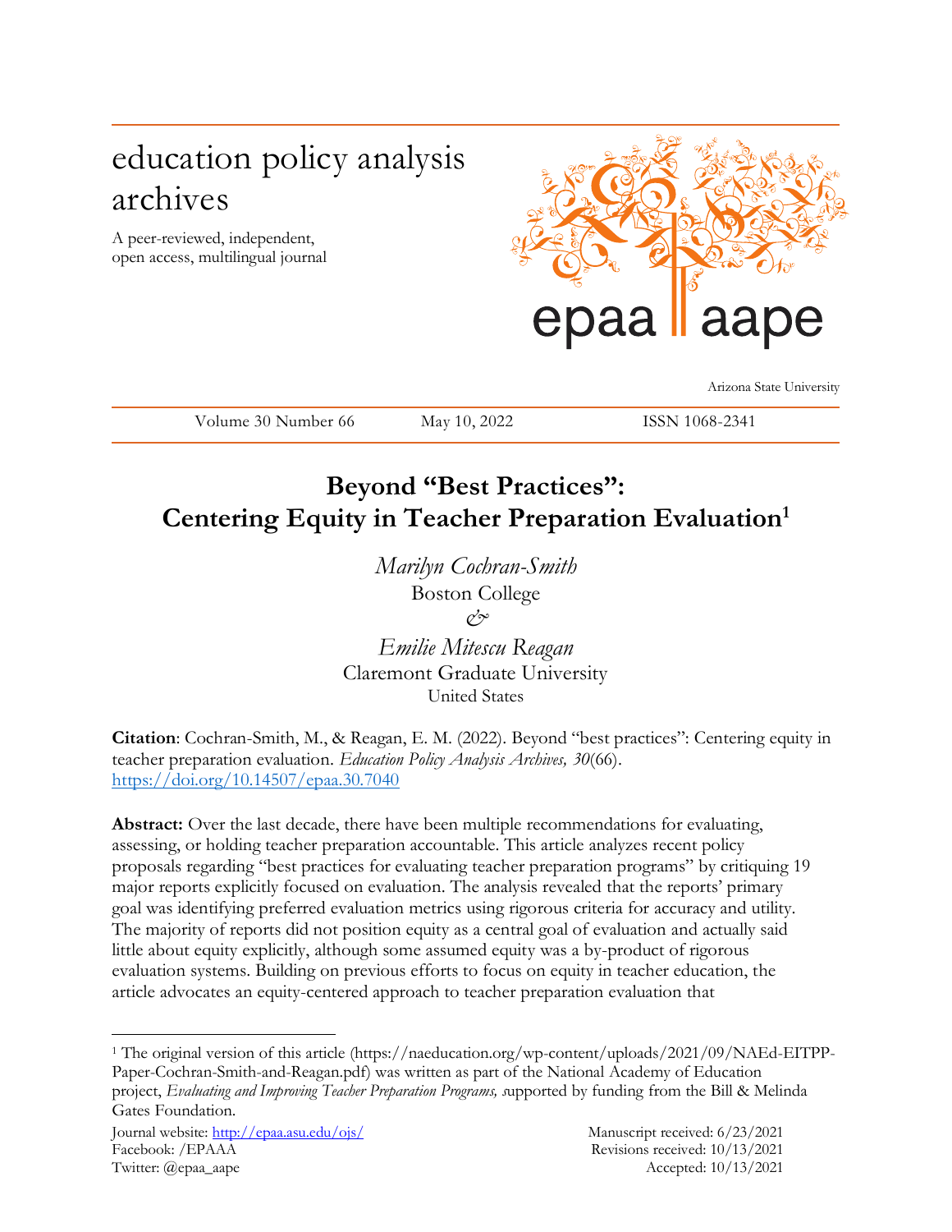# education policy analysis archives

A peer-reviewed, independent, open access, multilingual journal

epaa aape

Arizona State University

Volume 30 Number 66 May 10, 2022 ISSN 1068-2341

## Beyond "Best Practices": Centering Equity in Teacher Preparation Evaluation[1]

*Marilyn Cochran-Smith*
Boston College
*&*
*Emilie Mitescu Reagan*
Claremont Graduate University
United States

**Citation**: Cochran-Smith, M., & Reagan, E. M. (2022). Beyond "best practices": Centering equity in teacher preparation evaluation. *Education Policy Analysis Archives, 30*(66). https://doi.org/10.14507/epaa.30.7040

**Abstract:** Over the last decade, there have been multiple recommendations for evaluating, assessing, or holding teacher preparation accountable. This article analyzes recent policy proposals regarding "best practices for evaluating teacher preparation programs" by critiquing 19 major reports explicitly focused on evaluation. The analysis revealed that the reports' primary goal was identifying preferred evaluation metrics using rigorous criteria for accuracy and utility. The majority of reports did not position equity as a central goal of evaluation and actually said little about equity explicitly, although some assumed equity was a by-product of rigorous evaluation systems. Building on previous efforts to focus on equity in teacher education, the article advocates an equity-centered approach to teacher preparation evaluation that

[1] The original version of this article (https://naeducation.org/wp-content/uploads/2021/09/NAEd-EITPP-Paper-Cochran-Smith-and-Reagan.pdf) was written as part of the National Academy of Education project, *Evaluating and Improving Teacher Preparation Programs,* supported by funding from the Bill & Melinda Gates Foundation.

Journal website: http://epaa.asu.edu/ojs/
Facebook: /EPAAA
Twitter: @epaa_aape

Manuscript received: 6/23/2021
Revisions received: 10/13/2021
Accepted: 10/13/2021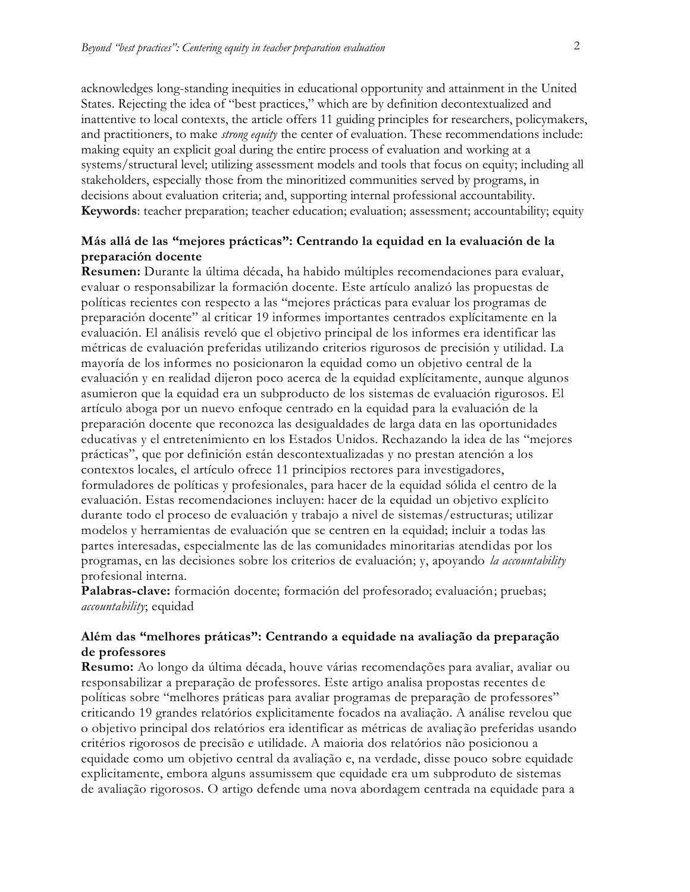acknowledges long-standing inequities in educational opportunity and attainment in the United States. Rejecting the idea of "best practices," which are by definition decontextualized and inattentive to local contexts, the article offers 11 guiding principles for researchers, policymakers, and practitioners, to make *strong equity* the center of evaluation. These recommendations include: making equity an explicit goal during the entire process of evaluation and working at a systems/structural level; utilizing assessment models and tools that focus on equity; including all stakeholders, especially those from the minoritized communities served by programs, in decisions about evaluation criteria; and, supporting internal professional accountability.
**Keywords**: teacher preparation; teacher education; evaluation; assessment; accountability; equity

### Más allá de las "mejores prácticas": Centrando la equidad en la evaluación de la preparación docente

**Resumen:** Durante la última década, ha habido múltiples recomendaciones para evaluar, evaluar o responsabilizar la formación docente. Este artículo analizó las propuestas de políticas recientes con respecto a las "mejores prácticas para evaluar los programas de preparación docente" al criticar 19 informes importantes centrados explícitamente en la evaluación. El análisis reveló que el objetivo principal de los informes era identificar las métricas de evaluación preferidas utilizando criterios rigurosos de precisión y utilidad. La mayoría de los informes no posicionaron la equidad como un objetivo central de la evaluación y en realidad dijeron poco acerca de la equidad explícitamente, aunque algunos asumieron que la equidad era un subproducto de los sistemas de evaluación rigurosos. El artículo aboga por un nuevo enfoque centrado en la equidad para la evaluación de la preparación docente que reconozca las desigualdades de larga data en las oportunidades educativas y el entretenimiento en los Estados Unidos. Rechazando la idea de las "mejores prácticas", que por definición están descontextualizadas y no prestan atención a los contextos locales, el artículo ofrece 11 principios rectores para investigadores, formuladores de políticas y profesionales, para hacer de la equidad sólida el centro de la evaluación. Estas recomendaciones incluyen: hacer de la equidad un objetivo explícito durante todo el proceso de evaluación y trabajo a nivel de sistemas/estructuras; utilizar modelos y herramientas de evaluación que se centren en la equidad; incluir a todas las partes interesadas, especialmente las de las comunidades minoritarias atendidas por los programas, en las decisiones sobre los criterios de evaluación; y, apoyando *la accountability* profesional interna.
**Palabras-clave:** formación docente; formación del profesorado; evaluación; pruebas; *accountability*; equidad

### Além das "melhores práticas": Centrando a equidade na avaliação da preparação de professores

**Resumo:** Ao longo da última década, houve várias recomendações para avaliar, avaliar ou responsabilizar a preparação de professores. Este artigo analisa propostas recentes de políticas sobre "melhores práticas para avaliar programas de preparação de professores" criticando 19 grandes relatórios explicitamente focados na avaliação. A análise revelou que o objetivo principal dos relatórios era identificar as métricas de avaliação preferidas usando critérios rigorosos de precisão e utilidade. A maioria dos relatórios não posicionou a equidade como um objetivo central da avaliação e, na verdade, disse pouco sobre equidade explicitamente, embora alguns assumissem que equidade era um subproduto de sistemas de avaliação rigorosos. O artigo defende uma nova abordagem centrada na equidade para a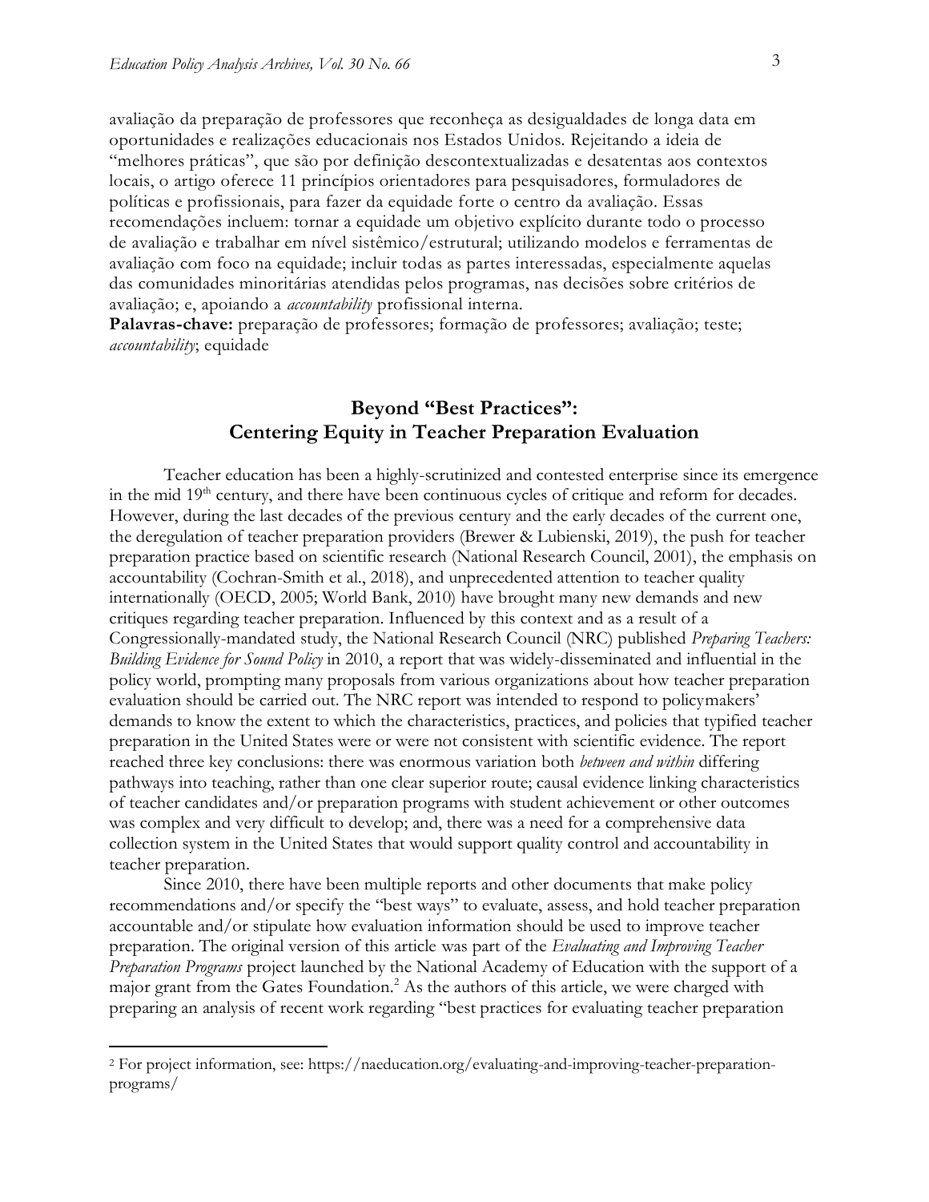avaliação da preparação de professores que reconheça as desigualdades de longa data em oportunidades e realizações educacionais nos Estados Unidos. Rejeitando a ideia de "melhores práticas", que são por definição descontextualizadas e desatentas aos contextos locais, o artigo oferece 11 princípios orientadores para pesquisadores, formuladores de políticas e profissionais, para fazer da equidade forte o centro da avaliação. Essas recomendações incluem: tornar a equidade um objetivo explícito durante todo o processo de avaliação e trabalhar em nível sistêmico/estrutural; utilizando modelos e ferramentas de avaliação com foco na equidade; incluir todas as partes interessadas, especialmente aquelas das comunidades minoritárias atendidas pelos programas, nas decisões sobre critérios de avaliação; e, apoiando a *accountability* profissional interna.

**Palavras-chave:** preparação de professores; formação de professores; avaliação; teste; *accountability*; equidade

## Beyond "Best Practices": Centering Equity in Teacher Preparation Evaluation

Teacher education has been a highly-scrutinized and contested enterprise since its emergence in the mid 19th century, and there have been continuous cycles of critique and reform for decades. However, during the last decades of the previous century and the early decades of the current one, the deregulation of teacher preparation providers (Brewer & Lubienski, 2019), the push for teacher preparation practice based on scientific research (National Research Council, 2001), the emphasis on accountability (Cochran-Smith et al., 2018), and unprecedented attention to teacher quality internationally (OECD, 2005; World Bank, 2010) have brought many new demands and new critiques regarding teacher preparation. Influenced by this context and as a result of a Congressionally-mandated study, the National Research Council (NRC) published *Preparing Teachers: Building Evidence for Sound Policy* in 2010, a report that was widely-disseminated and influential in the policy world, prompting many proposals from various organizations about how teacher preparation evaluation should be carried out. The NRC report was intended to respond to policymakers' demands to know the extent to which the characteristics, practices, and policies that typified teacher preparation in the United States were or were not consistent with scientific evidence. The report reached three key conclusions: there was enormous variation both *between and within* differing pathways into teaching, rather than one clear superior route; causal evidence linking characteristics of teacher candidates and/or preparation programs with student achievement or other outcomes was complex and very difficult to develop; and, there was a need for a comprehensive data collection system in the United States that would support quality control and accountability in teacher preparation.

Since 2010, there have been multiple reports and other documents that make policy recommendations and/or specify the "best ways" to evaluate, assess, and hold teacher preparation accountable and/or stipulate how evaluation information should be used to improve teacher preparation. The original version of this article was part of the *Evaluating and Improving Teacher Preparation Programs* project launched by the National Academy of Education with the support of a major grant from the Gates Foundation.[2] As the authors of this article, we were charged with preparing an analysis of recent work regarding "best practices for evaluating teacher preparation

[2] For project information, see: https://naeducation.org/evaluating-and-improving-teacher-preparation-programs/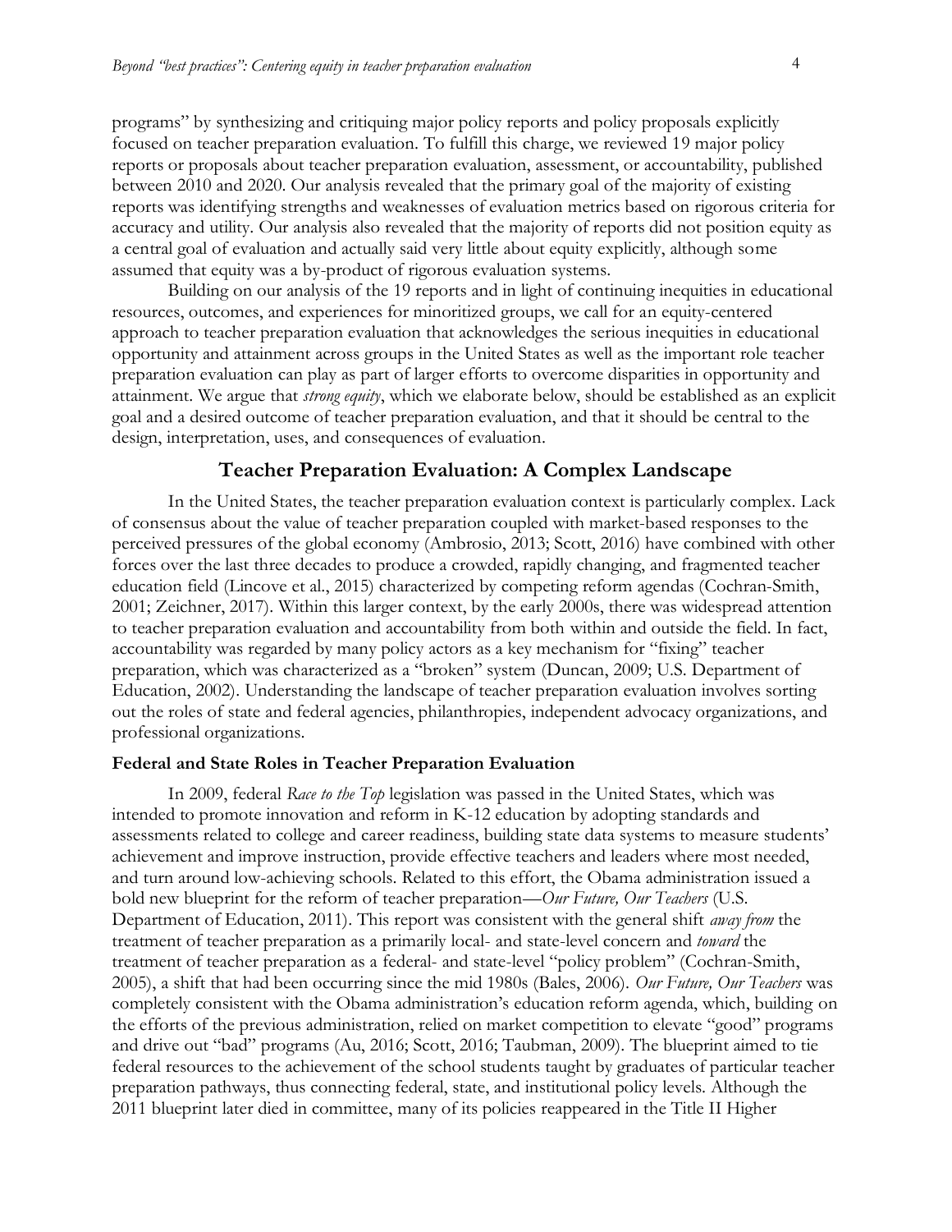programs" by synthesizing and critiquing major policy reports and policy proposals explicitly focused on teacher preparation evaluation. To fulfill this charge, we reviewed 19 major policy reports or proposals about teacher preparation evaluation, assessment, or accountability, published between 2010 and 2020. Our analysis revealed that the primary goal of the majority of existing reports was identifying strengths and weaknesses of evaluation metrics based on rigorous criteria for accuracy and utility. Our analysis also revealed that the majority of reports did not position equity as a central goal of evaluation and actually said very little about equity explicitly, although some assumed that equity was a by-product of rigorous evaluation systems.

Building on our analysis of the 19 reports and in light of continuing inequities in educational resources, outcomes, and experiences for minoritized groups, we call for an equity-centered approach to teacher preparation evaluation that acknowledges the serious inequities in educational opportunity and attainment across groups in the United States as well as the important role teacher preparation evaluation can play as part of larger efforts to overcome disparities in opportunity and attainment. We argue that *strong equity*, which we elaborate below, should be established as an explicit goal and a desired outcome of teacher preparation evaluation, and that it should be central to the design, interpretation, uses, and consequences of evaluation.

## Teacher Preparation Evaluation: A Complex Landscape

In the United States, the teacher preparation evaluation context is particularly complex. Lack of consensus about the value of teacher preparation coupled with market-based responses to the perceived pressures of the global economy (Ambrosio, 2013; Scott, 2016) have combined with other forces over the last three decades to produce a crowded, rapidly changing, and fragmented teacher education field (Lincove et al., 2015) characterized by competing reform agendas (Cochran-Smith, 2001; Zeichner, 2017). Within this larger context, by the early 2000s, there was widespread attention to teacher preparation evaluation and accountability from both within and outside the field. In fact, accountability was regarded by many policy actors as a key mechanism for "fixing" teacher preparation, which was characterized as a "broken" system (Duncan, 2009; U.S. Department of Education, 2002). Understanding the landscape of teacher preparation evaluation involves sorting out the roles of state and federal agencies, philanthropies, independent advocacy organizations, and professional organizations.

### Federal and State Roles in Teacher Preparation Evaluation

In 2009, federal *Race to the Top* legislation was passed in the United States, which was intended to promote innovation and reform in K-12 education by adopting standards and assessments related to college and career readiness, building state data systems to measure students' achievement and improve instruction, provide effective teachers and leaders where most needed, and turn around low-achieving schools. Related to this effort, the Obama administration issued a bold new blueprint for the reform of teacher preparation—*Our Future, Our Teachers* (U.S. Department of Education, 2011). This report was consistent with the general shift *away from* the treatment of teacher preparation as a primarily local- and state-level concern and *toward* the treatment of teacher preparation as a federal- and state-level "policy problem" (Cochran-Smith, 2005), a shift that had been occurring since the mid 1980s (Bales, 2006). *Our Future, Our Teachers* was completely consistent with the Obama administration's education reform agenda, which, building on the efforts of the previous administration, relied on market competition to elevate "good" programs and drive out "bad" programs (Au, 2016; Scott, 2016; Taubman, 2009). The blueprint aimed to tie federal resources to the achievement of the school students taught by graduates of particular teacher preparation pathways, thus connecting federal, state, and institutional policy levels. Although the 2011 blueprint later died in committee, many of its policies reappeared in the Title II Higher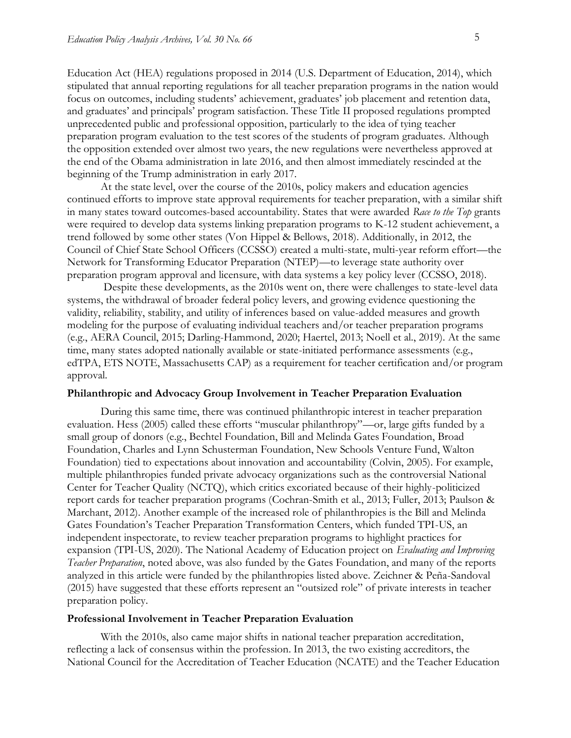Education Act (HEA) regulations proposed in 2014 (U.S. Department of Education, 2014), which stipulated that annual reporting regulations for all teacher preparation programs in the nation would focus on outcomes, including students' achievement, graduates' job placement and retention data, and graduates' and principals' program satisfaction. These Title II proposed regulations prompted unprecedented public and professional opposition, particularly to the idea of tying teacher preparation program evaluation to the test scores of the students of program graduates. Although the opposition extended over almost two years, the new regulations were nevertheless approved at the end of the Obama administration in late 2016, and then almost immediately rescinded at the beginning of the Trump administration in early 2017.

At the state level, over the course of the 2010s, policy makers and education agencies continued efforts to improve state approval requirements for teacher preparation, with a similar shift in many states toward outcomes-based accountability. States that were awarded *Race to the Top* grants were required to develop data systems linking preparation programs to K-12 student achievement, a trend followed by some other states (Von Hippel & Bellows, 2018). Additionally, in 2012, the Council of Chief State School Officers (CCSSO) created a multi-state, multi-year reform effort—the Network for Transforming Educator Preparation (NTEP)—to leverage state authority over preparation program approval and licensure, with data systems a key policy lever (CCSSO, 2018).

Despite these developments, as the 2010s went on, there were challenges to state-level data systems, the withdrawal of broader federal policy levers, and growing evidence questioning the validity, reliability, stability, and utility of inferences based on value-added measures and growth modeling for the purpose of evaluating individual teachers and/or teacher preparation programs (e.g., AERA Council, 2015; Darling-Hammond, 2020; Haertel, 2013; Noell et al., 2019). At the same time, many states adopted nationally available or state-initiated performance assessments (e.g., edTPA, ETS NOTE, Massachusetts CAP) as a requirement for teacher certification and/or program approval.

### Philanthropic and Advocacy Group Involvement in Teacher Preparation Evaluation

During this same time, there was continued philanthropic interest in teacher preparation evaluation. Hess (2005) called these efforts "muscular philanthropy"—or, large gifts funded by a small group of donors (e.g., Bechtel Foundation, Bill and Melinda Gates Foundation, Broad Foundation, Charles and Lynn Schusterman Foundation, New Schools Venture Fund, Walton Foundation) tied to expectations about innovation and accountability (Colvin, 2005). For example, multiple philanthropies funded private advocacy organizations such as the controversial National Center for Teacher Quality (NCTQ), which critics excoriated because of their highly-politicized report cards for teacher preparation programs (Cochran-Smith et al., 2013; Fuller, 2013; Paulson & Marchant, 2012). Another example of the increased role of philanthropies is the Bill and Melinda Gates Foundation's Teacher Preparation Transformation Centers, which funded TPI-US, an independent inspectorate, to review teacher preparation programs to highlight practices for expansion (TPI-US, 2020). The National Academy of Education project on *Evaluating and Improving Teacher Preparation*, noted above, was also funded by the Gates Foundation, and many of the reports analyzed in this article were funded by the philanthropies listed above. Zeichner & Peña-Sandoval (2015) have suggested that these efforts represent an "outsized role" of private interests in teacher preparation policy.

### Professional Involvement in Teacher Preparation Evaluation

With the 2010s, also came major shifts in national teacher preparation accreditation, reflecting a lack of consensus within the profession. In 2013, the two existing accreditors, the National Council for the Accreditation of Teacher Education (NCATE) and the Teacher Education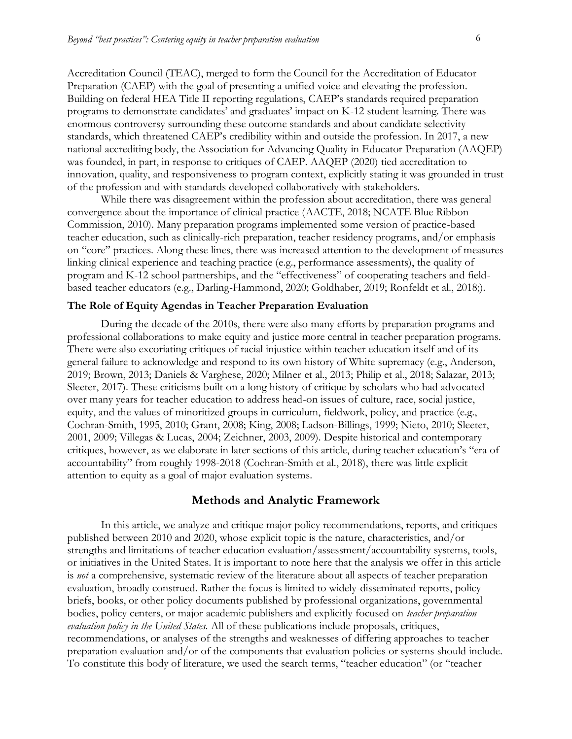Accreditation Council (TEAC), merged to form the Council for the Accreditation of Educator Preparation (CAEP) with the goal of presenting a unified voice and elevating the profession. Building on federal HEA Title II reporting regulations, CAEP's standards required preparation programs to demonstrate candidates' and graduates' impact on K-12 student learning. There was enormous controversy surrounding these outcome standards and about candidate selectivity standards, which threatened CAEP's credibility within and outside the profession. In 2017, a new national accrediting body, the Association for Advancing Quality in Educator Preparation (AAQEP) was founded, in part, in response to critiques of CAEP. AAQEP (2020) tied accreditation to innovation, quality, and responsiveness to program context, explicitly stating it was grounded in trust of the profession and with standards developed collaboratively with stakeholders.

While there was disagreement within the profession about accreditation, there was general convergence about the importance of clinical practice (AACTE, 2018; NCATE Blue Ribbon Commission, 2010). Many preparation programs implemented some version of practice-based teacher education, such as clinically-rich preparation, teacher residency programs, and/or emphasis on "core" practices. Along these lines, there was increased attention to the development of measures linking clinical experience and teaching practice (e.g., performance assessments), the quality of program and K-12 school partnerships, and the "effectiveness" of cooperating teachers and field-based teacher educators (e.g., Darling-Hammond, 2020; Goldhaber, 2019; Ronfeldt et al., 2018;).

### The Role of Equity Agendas in Teacher Preparation Evaluation

During the decade of the 2010s, there were also many efforts by preparation programs and professional collaborations to make equity and justice more central in teacher preparation programs. There were also excoriating critiques of racial injustice within teacher education itself and of its general failure to acknowledge and respond to its own history of White supremacy (e.g., Anderson, 2019; Brown, 2013; Daniels & Varghese, 2020; Milner et al., 2013; Philip et al., 2018; Salazar, 2013; Sleeter, 2017). These criticisms built on a long history of critique by scholars who had advocated over many years for teacher education to address head-on issues of culture, race, social justice, equity, and the values of minoritized groups in curriculum, fieldwork, policy, and practice (e.g., Cochran-Smith, 1995, 2010; Grant, 2008; King, 2008; Ladson-Billings, 1999; Nieto, 2010; Sleeter, 2001, 2009; Villegas & Lucas, 2004; Zeichner, 2003, 2009). Despite historical and contemporary critiques, however, as we elaborate in later sections of this article, during teacher education's "era of accountability" from roughly 1998-2018 (Cochran-Smith et al., 2018), there was little explicit attention to equity as a goal of major evaluation systems.

## Methods and Analytic Framework

In this article, we analyze and critique major policy recommendations, reports, and critiques published between 2010 and 2020, whose explicit topic is the nature, characteristics, and/or strengths and limitations of teacher education evaluation/assessment/accountability systems, tools, or initiatives in the United States. It is important to note here that the analysis we offer in this article is *not* a comprehensive, systematic review of the literature about all aspects of teacher preparation evaluation, broadly construed. Rather the focus is limited to widely-disseminated reports, policy briefs, books, or other policy documents published by professional organizations, governmental bodies, policy centers, or major academic publishers and explicitly focused on *teacher preparation evaluation policy in the United States*. All of these publications include proposals, critiques, recommendations, or analyses of the strengths and weaknesses of differing approaches to teacher preparation evaluation and/or of the components that evaluation policies or systems should include. To constitute this body of literature, we used the search terms, "teacher education" (or "teacher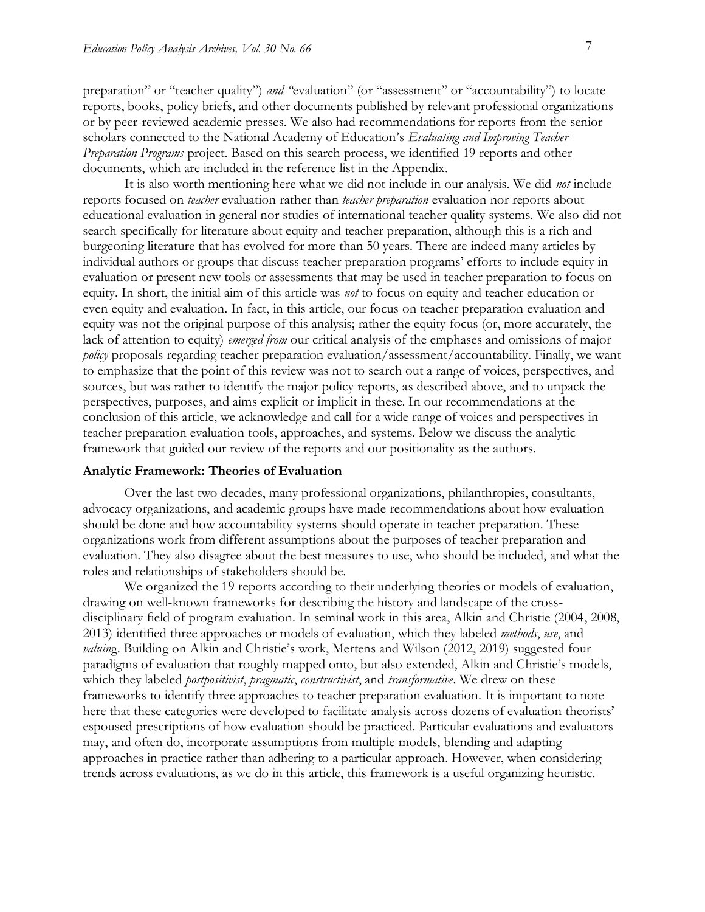preparation" or "teacher quality") *and* "evaluation" (or "assessment" or "accountability") to locate reports, books, policy briefs, and other documents published by relevant professional organizations or by peer-reviewed academic presses. We also had recommendations for reports from the senior scholars connected to the National Academy of Education's *Evaluating and Improving Teacher Preparation Programs* project. Based on this search process, we identified 19 reports and other documents, which are included in the reference list in the Appendix.

It is also worth mentioning here what we did not include in our analysis. We did *not* include reports focused on *teacher* evaluation rather than *teacher preparation* evaluation nor reports about educational evaluation in general nor studies of international teacher quality systems. We also did not search specifically for literature about equity and teacher preparation, although this is a rich and burgeoning literature that has evolved for more than 50 years. There are indeed many articles by individual authors or groups that discuss teacher preparation programs' efforts to include equity in evaluation or present new tools or assessments that may be used in teacher preparation to focus on equity. In short, the initial aim of this article was *not* to focus on equity and teacher education or even equity and evaluation. In fact, in this article, our focus on teacher preparation evaluation and equity was not the original purpose of this analysis; rather the equity focus (or, more accurately, the lack of attention to equity) *emerged from* our critical analysis of the emphases and omissions of major *policy* proposals regarding teacher preparation evaluation/assessment/accountability. Finally, we want to emphasize that the point of this review was not to search out a range of voices, perspectives, and sources, but was rather to identify the major policy reports, as described above, and to unpack the perspectives, purposes, and aims explicit or implicit in these. In our recommendations at the conclusion of this article, we acknowledge and call for a wide range of voices and perspectives in teacher preparation evaluation tools, approaches, and systems. Below we discuss the analytic framework that guided our review of the reports and our positionality as the authors.

### Analytic Framework: Theories of Evaluation

Over the last two decades, many professional organizations, philanthropies, consultants, advocacy organizations, and academic groups have made recommendations about how evaluation should be done and how accountability systems should operate in teacher preparation. These organizations work from different assumptions about the purposes of teacher preparation and evaluation. They also disagree about the best measures to use, who should be included, and what the roles and relationships of stakeholders should be.

We organized the 19 reports according to their underlying theories or models of evaluation, drawing on well-known frameworks for describing the history and landscape of the cross-disciplinary field of program evaluation. In seminal work in this area, Alkin and Christie (2004, 2008, 2013) identified three approaches or models of evaluation, which they labeled *methods*, *use*, and *valuing*. Building on Alkin and Christie's work, Mertens and Wilson (2012, 2019) suggested four paradigms of evaluation that roughly mapped onto, but also extended, Alkin and Christie's models, which they labeled *postpositivist*, *pragmatic*, *constructivist*, and *transformative*. We drew on these frameworks to identify three approaches to teacher preparation evaluation. It is important to note here that these categories were developed to facilitate analysis across dozens of evaluation theorists' espoused prescriptions of how evaluation should be practiced. Particular evaluations and evaluators may, and often do, incorporate assumptions from multiple models, blending and adapting approaches in practice rather than adhering to a particular approach. However, when considering trends across evaluations, as we do in this article, this framework is a useful organizing heuristic.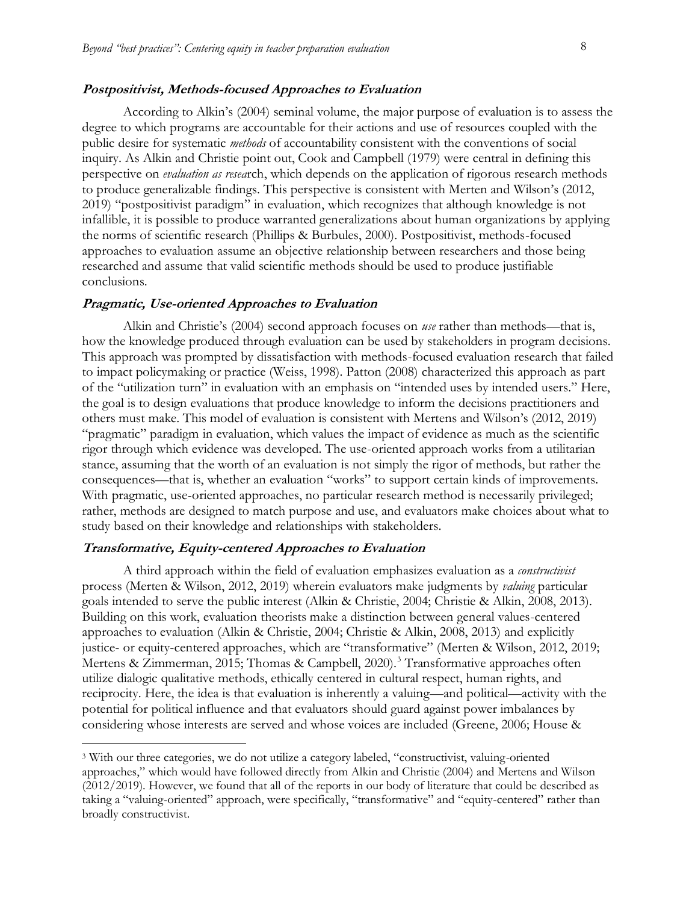### ***Postpositivist, Methods-focused Approaches to Evaluation***

According to Alkin's (2004) seminal volume, the major purpose of evaluation is to assess the degree to which programs are accountable for their actions and use of resources coupled with the public desire for systematic *methods* of accountability consistent with the conventions of social inquiry. As Alkin and Christie point out, Cook and Campbell (1979) were central in defining this perspective on *evaluation as resea*rch, which depends on the application of rigorous research methods to produce generalizable findings. This perspective is consistent with Merten and Wilson's (2012, 2019) "postpositivist paradigm" in evaluation, which recognizes that although knowledge is not infallible, it is possible to produce warranted generalizations about human organizations by applying the norms of scientific research (Phillips & Burbules, 2000). Postpositivist, methods-focused approaches to evaluation assume an objective relationship between researchers and those being researched and assume that valid scientific methods should be used to produce justifiable conclusions.

### ***Pragmatic, Use-oriented Approaches to Evaluation***

Alkin and Christie's (2004) second approach focuses on *use* rather than methods—that is, how the knowledge produced through evaluation can be used by stakeholders in program decisions. This approach was prompted by dissatisfaction with methods-focused evaluation research that failed to impact policymaking or practice (Weiss, 1998). Patton (2008) characterized this approach as part of the "utilization turn" in evaluation with an emphasis on "intended uses by intended users." Here, the goal is to design evaluations that produce knowledge to inform the decisions practitioners and others must make. This model of evaluation is consistent with Mertens and Wilson's (2012, 2019) "pragmatic" paradigm in evaluation, which values the impact of evidence as much as the scientific rigor through which evidence was developed. The use-oriented approach works from a utilitarian stance, assuming that the worth of an evaluation is not simply the rigor of methods, but rather the consequences—that is, whether an evaluation "works" to support certain kinds of improvements. With pragmatic, use-oriented approaches, no particular research method is necessarily privileged; rather, methods are designed to match purpose and use, and evaluators make choices about what to study based on their knowledge and relationships with stakeholders.

### ***Transformative, Equity-centered Approaches to Evaluation***

A third approach within the field of evaluation emphasizes evaluation as a *constructivist* process (Merten & Wilson, 2012, 2019) wherein evaluators make judgments by *valuing* particular goals intended to serve the public interest (Alkin & Christie, 2004; Christie & Alkin, 2008, 2013). Building on this work, evaluation theorists make a distinction between general values-centered approaches to evaluation (Alkin & Christie, 2004; Christie & Alkin, 2008, 2013) and explicitly justice- or equity-centered approaches, which are "transformative" (Merten & Wilson, 2012, 2019; Mertens & Zimmerman, 2015; Thomas & Campbell, 2020).[3] Transformative approaches often utilize dialogic qualitative methods, ethically centered in cultural respect, human rights, and reciprocity. Here, the idea is that evaluation is inherently a valuing—and political—activity with the potential for political influence and that evaluators should guard against power imbalances by considering whose interests are served and whose voices are included (Greene, 2006; House &

[3] With our three categories, we do not utilize a category labeled, "constructivist, valuing-oriented approaches," which would have followed directly from Alkin and Christie (2004) and Mertens and Wilson (2012/2019). However, we found that all of the reports in our body of literature that could be described as taking a "valuing-oriented" approach, were specifically, "transformative" and "equity-centered" rather than broadly constructivist.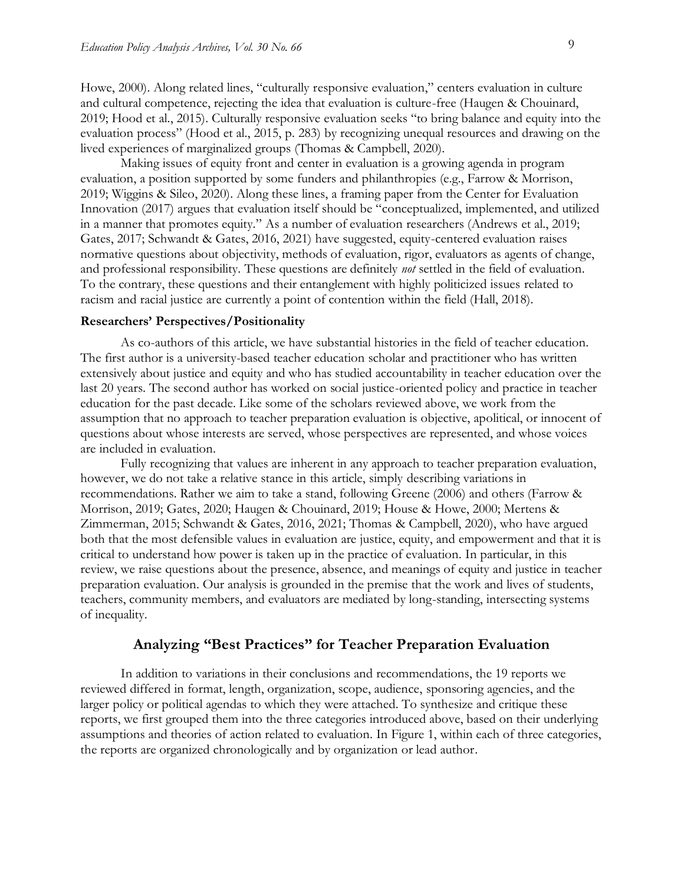Howe, 2000). Along related lines, "culturally responsive evaluation," centers evaluation in culture and cultural competence, rejecting the idea that evaluation is culture-free (Haugen & Chouinard, 2019; Hood et al., 2015). Culturally responsive evaluation seeks "to bring balance and equity into the evaluation process" (Hood et al., 2015, p. 283) by recognizing unequal resources and drawing on the lived experiences of marginalized groups (Thomas & Campbell, 2020).

Making issues of equity front and center in evaluation is a growing agenda in program evaluation, a position supported by some funders and philanthropies (e.g., Farrow & Morrison, 2019; Wiggins & Sileo, 2020). Along these lines, a framing paper from the Center for Evaluation Innovation (2017) argues that evaluation itself should be "conceptualized, implemented, and utilized in a manner that promotes equity." As a number of evaluation researchers (Andrews et al., 2019; Gates, 2017; Schwandt & Gates, 2016, 2021) have suggested, equity-centered evaluation raises normative questions about objectivity, methods of evaluation, rigor, evaluators as agents of change, and professional responsibility. These questions are definitely *not* settled in the field of evaluation. To the contrary, these questions and their entanglement with highly politicized issues related to racism and racial justice are currently a point of contention within the field (Hall, 2018).

### Researchers' Perspectives/Positionality

As co-authors of this article, we have substantial histories in the field of teacher education. The first author is a university-based teacher education scholar and practitioner who has written extensively about justice and equity and who has studied accountability in teacher education over the last 20 years. The second author has worked on social justice-oriented policy and practice in teacher education for the past decade. Like some of the scholars reviewed above, we work from the assumption that no approach to teacher preparation evaluation is objective, apolitical, or innocent of questions about whose interests are served, whose perspectives are represented, and whose voices are included in evaluation.

Fully recognizing that values are inherent in any approach to teacher preparation evaluation, however, we do not take a relative stance in this article, simply describing variations in recommendations. Rather we aim to take a stand, following Greene (2006) and others (Farrow & Morrison, 2019; Gates, 2020; Haugen & Chouinard, 2019; House & Howe, 2000; Mertens & Zimmerman, 2015; Schwandt & Gates, 2016, 2021; Thomas & Campbell, 2020), who have argued both that the most defensible values in evaluation are justice, equity, and empowerment and that it is critical to understand how power is taken up in the practice of evaluation. In particular, in this review, we raise questions about the presence, absence, and meanings of equity and justice in teacher preparation evaluation. Our analysis is grounded in the premise that the work and lives of students, teachers, community members, and evaluators are mediated by long-standing, intersecting systems of inequality.

## Analyzing "Best Practices" for Teacher Preparation Evaluation

In addition to variations in their conclusions and recommendations, the 19 reports we reviewed differed in format, length, organization, scope, audience, sponsoring agencies, and the larger policy or political agendas to which they were attached. To synthesize and critique these reports, we first grouped them into the three categories introduced above, based on their underlying assumptions and theories of action related to evaluation. In Figure 1, within each of three categories, the reports are organized chronologically and by organization or lead author.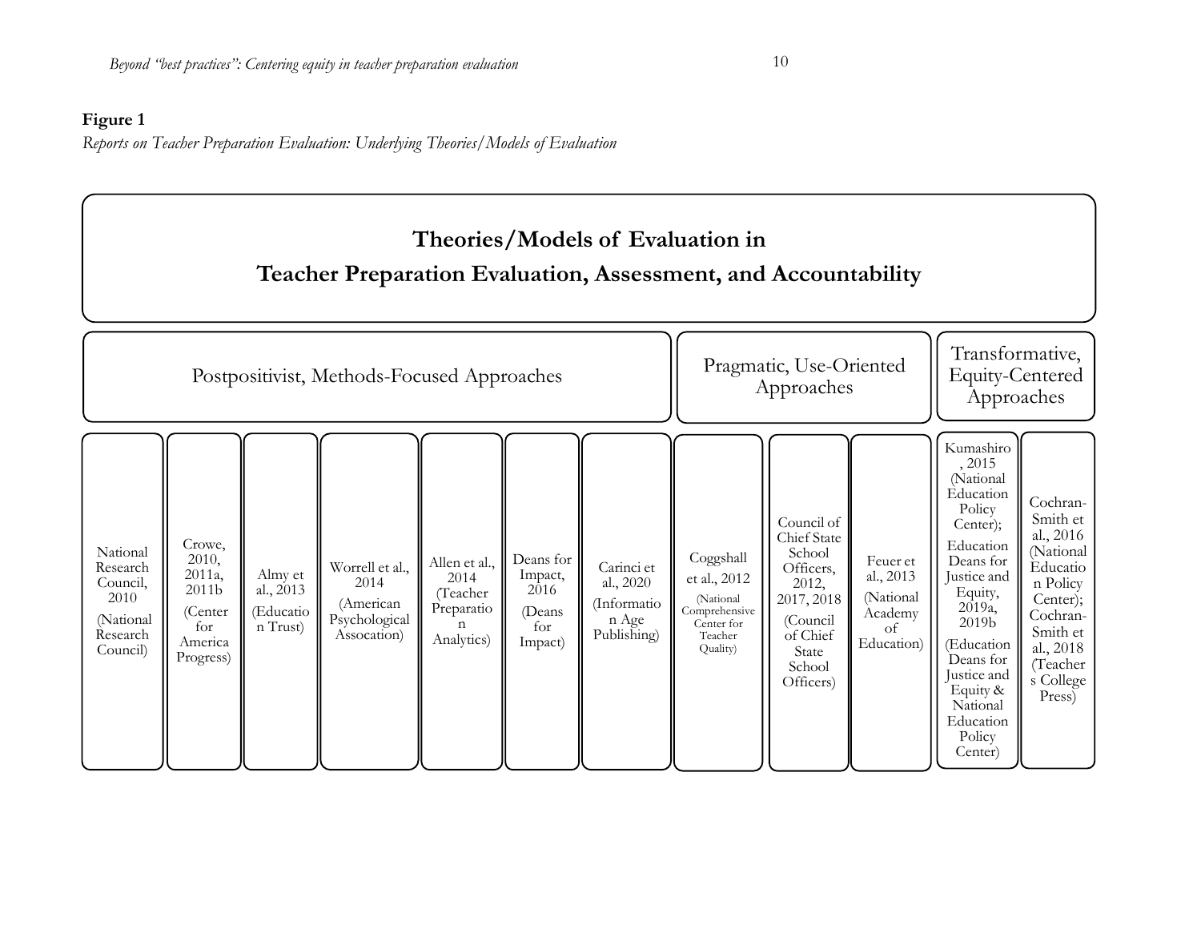**Figure 1**

*Reports on Teacher Preparation Evaluation: Underlying Theories/Models of Evaluation*

**Theories/Models of Evaluation in Teacher Preparation Evaluation, Assessment, and Accountability**

| Postpositivist, Methods-Focused Approaches | | | | | | | Pragmatic, Use-Oriented Approaches | | | Transformative, Equity-Centered Approaches | |
|---|---|---|---|---|---|---|---|---|---|---|---|
| National Research Council, 2010 (National Research Council) | Crowe, 2010, 2011a, 2011b (Center for America Progress) | Almy et al., 2013 (Education Trust) | Worrell et al., 2014 (American Psychological Assocation) | Allen et al., 2014 (Teacher Preparation Analytics) | Deans for Impact, 2016 (Deans for Impact) | Carinci et al., 2020 (Information Age Publishing) | Coggshall et al., 2012 (National Comprehensive Center for Teacher Quality) | Council of Chief State School Officers, 2012, 2017, 2018 (Council of Chief State School Officers) | Feuer et al., 2013 (National Academy of Education) | Kumashiro, 2015 (National Education Policy Center); Education Deans for Justice and Equity, 2019a, 2019b (Education Deans for Justice and Equity & National Education Policy Center) | Cochran-Smith et al., 2016 (National Education Policy Center); Cochran-Smith et al., 2018 (Teachers College Press) |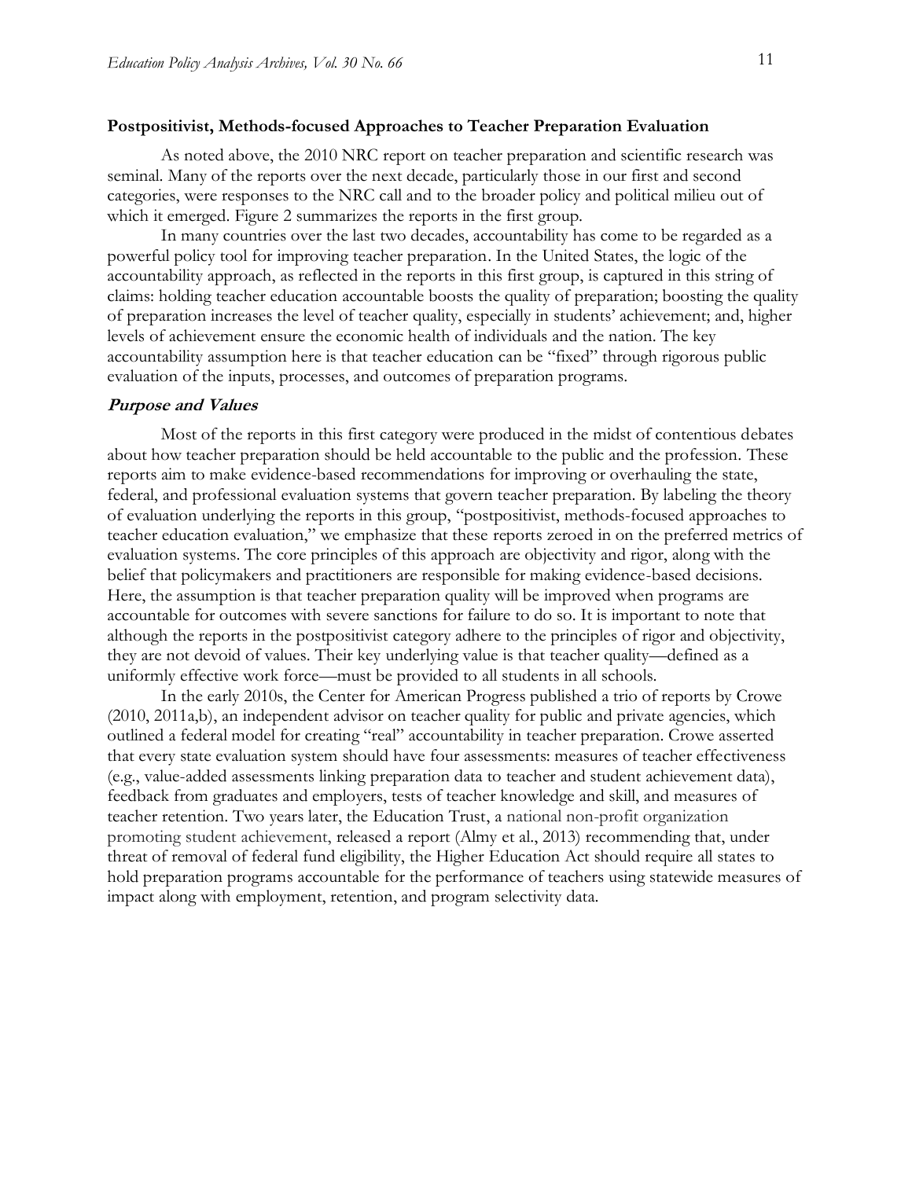### Postpositivist, Methods-focused Approaches to Teacher Preparation Evaluation

As noted above, the 2010 NRC report on teacher preparation and scientific research was seminal. Many of the reports over the next decade, particularly those in our first and second categories, were responses to the NRC call and to the broader policy and political milieu out of which it emerged. Figure 2 summarizes the reports in the first group.

In many countries over the last two decades, accountability has come to be regarded as a powerful policy tool for improving teacher preparation. In the United States, the logic of the accountability approach, as reflected in the reports in this first group, is captured in this string of claims: holding teacher education accountable boosts the quality of preparation; boosting the quality of preparation increases the level of teacher quality, especially in students' achievement; and, higher levels of achievement ensure the economic health of individuals and the nation. The key accountability assumption here is that teacher education can be "fixed" through rigorous public evaluation of the inputs, processes, and outcomes of preparation programs.

#### *Purpose and Values*

Most of the reports in this first category were produced in the midst of contentious debates about how teacher preparation should be held accountable to the public and the profession. These reports aim to make evidence-based recommendations for improving or overhauling the state, federal, and professional evaluation systems that govern teacher preparation. By labeling the theory of evaluation underlying the reports in this group, "postpositivist, methods-focused approaches to teacher education evaluation," we emphasize that these reports zeroed in on the preferred metrics of evaluation systems. The core principles of this approach are objectivity and rigor, along with the belief that policymakers and practitioners are responsible for making evidence-based decisions. Here, the assumption is that teacher preparation quality will be improved when programs are accountable for outcomes with severe sanctions for failure to do so. It is important to note that although the reports in the postpositivist category adhere to the principles of rigor and objectivity, they are not devoid of values. Their key underlying value is that teacher quality—defined as a uniformly effective work force—must be provided to all students in all schools.

In the early 2010s, the Center for American Progress published a trio of reports by Crowe (2010, 2011a,b), an independent advisor on teacher quality for public and private agencies, which outlined a federal model for creating "real" accountability in teacher preparation. Crowe asserted that every state evaluation system should have four assessments: measures of teacher effectiveness (e.g., value-added assessments linking preparation data to teacher and student achievement data), feedback from graduates and employers, tests of teacher knowledge and skill, and measures of teacher retention. Two years later, the Education Trust, a national non-profit organization promoting student achievement, released a report (Almy et al., 2013) recommending that, under threat of removal of federal fund eligibility, the Higher Education Act should require all states to hold preparation programs accountable for the performance of teachers using statewide measures of impact along with employment, retention, and program selectivity data.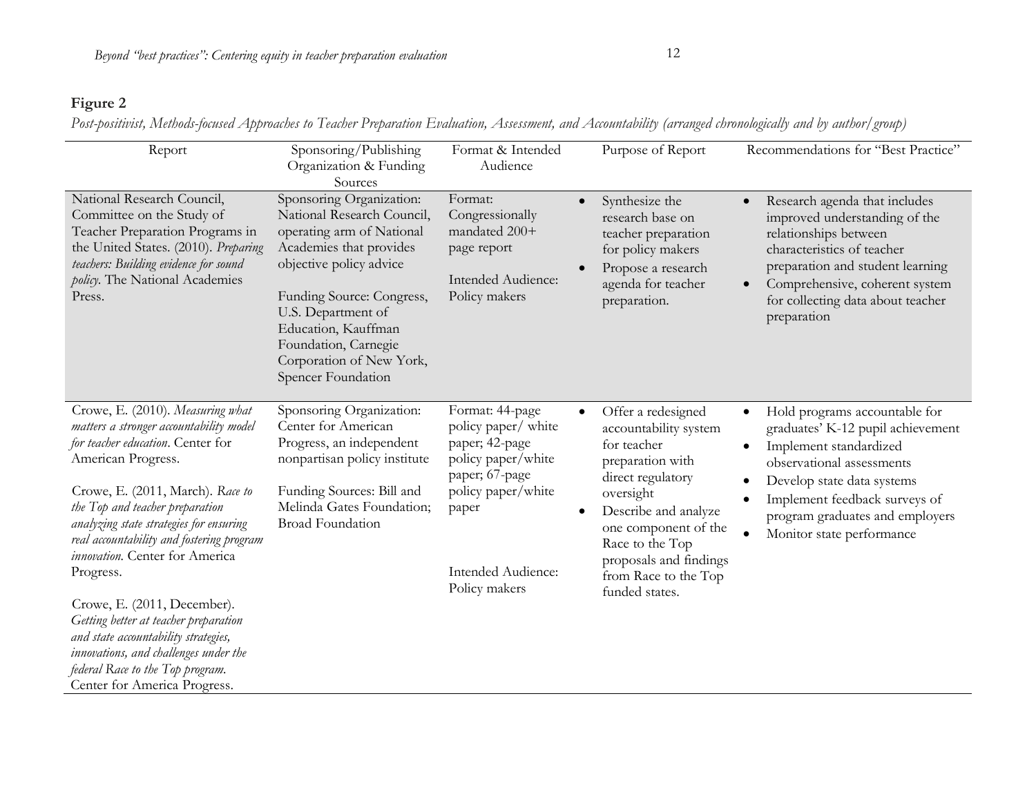**Figure 2**

*Post-positivist, Methods-focused Approaches to Teacher Preparation Evaluation, Assessment, and Accountability (arranged chronologically and by author/group)*

| Report | Sponsoring/Publishing Organization & Funding Sources | Format & Intended Audience | Purpose of Report | Recommendations for "Best Practice" |
|---|---|---|---|---|
| National Research Council, Committee on the Study of Teacher Preparation Programs in the United States. (2010). *Preparing teachers: Building evidence for sound policy*. The National Academies Press. | Sponsoring Organization: National Research Council, operating arm of National Academies that provides objective policy advice<br><br>Funding Source: Congress, U.S. Department of Education, Kauffman Foundation, Carnegie Corporation of New York, Spencer Foundation | Format: Congressionally mandated 200+ page report<br><br>Intended Audience: Policy makers | • Synthesize the research base on teacher preparation for policy makers<br>• Propose a research agenda for teacher preparation. | • Research agenda that includes improved understanding of the relationships between characteristics of teacher preparation and student learning<br>• Comprehensive, coherent system for collecting data about teacher preparation |
| Crowe, E. (2010). *Measuring what matters a stronger accountability model for teacher education*. Center for American Progress.<br><br>Crowe, E. (2011, March). *Race to the Top and teacher preparation analyzing state strategies for ensuring real accountability and fostering program innovation*. Center for America Progress.<br><br>Crowe, E. (2011, December). *Getting better at teacher preparation and state accountability strategies, innovations, and challenges under the federal Race to the Top program*. Center for America Progress. | Sponsoring Organization: Center for American Progress, an independent nonpartisan policy institute<br><br>Funding Sources: Bill and Melinda Gates Foundation; Broad Foundation | Format: 44-page policy paper/ white paper; 42-page policy paper/white paper; 67-page policy paper/white paper<br><br>Intended Audience: Policy makers | • Offer a redesigned accountability system for teacher preparation with direct regulatory oversight<br>• Describe and analyze one component of the Race to the Top proposals and findings from Race to the Top funded states. | • Hold programs accountable for graduates' K-12 pupil achievement<br>• Implement standardized observational assessments<br>• Develop state data systems<br>• Implement feedback surveys of program graduates and employers<br>• Monitor state performance |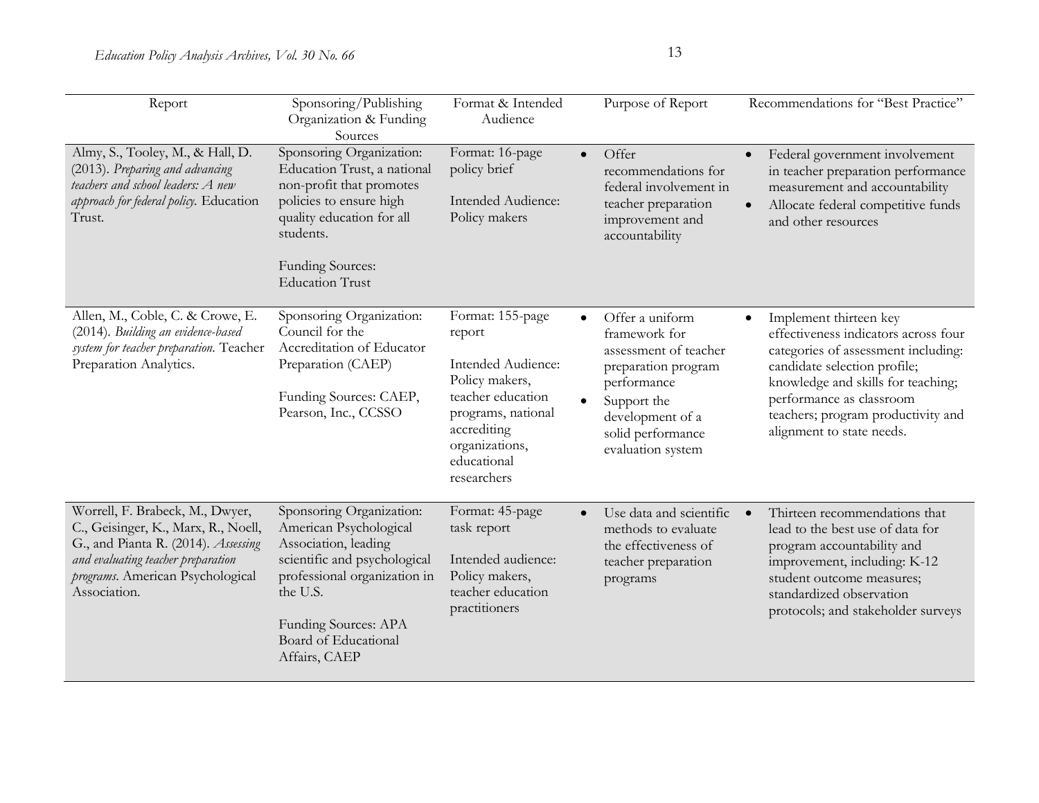| Report | Sponsoring/Publishing Organization & Funding Sources | Format & Intended Audience | Purpose of Report | Recommendations for "Best Practice" |
|---|---|---|---|---|
| Almy, S., Tooley, M., & Hall, D. (2013). *Preparing and advancing teachers and school leaders: A new approach for federal policy.* Education Trust. | Sponsoring Organization: Education Trust, a national non-profit that promotes policies to ensure high quality education for all students.<br><br>Funding Sources: Education Trust | Format: 16-page policy brief<br><br>Intended Audience: Policy makers | • Offer recommendations for federal involvement in teacher preparation improvement and accountability | • Federal government involvement in teacher preparation performance measurement and accountability<br>• Allocate federal competitive funds and other resources |
| Allen, M., Coble, C. & Crowe, E. (2014). *Building an evidence-based system for teacher preparation.* Teacher Preparation Analytics. | Sponsoring Organization: Council for the Accreditation of Educator Preparation (CAEP)<br><br>Funding Sources: CAEP, Pearson, Inc., CCSSO | Format: 155-page report<br><br>Intended Audience: Policy makers, teacher education programs, national accrediting organizations, educational researchers | • Offer a uniform framework for assessment of teacher preparation program performance<br>• Support the development of a solid performance evaluation system | • Implement thirteen key effectiveness indicators across four categories of assessment including: candidate selection profile; knowledge and skills for teaching; performance as classroom teachers; program productivity and alignment to state needs. |
| Worrell, F. Brabeck, M., Dwyer, C., Geisinger, K., Marx, R., Noell, G., and Pianta R. (2014). *Assessing and evaluating teacher preparation programs.* American Psychological Association. | Sponsoring Organization: American Psychological Association, leading scientific and psychological professional organization in the U.S.<br><br>Funding Sources: APA Board of Educational Affairs, CAEP | Format: 45-page task report<br><br>Intended audience: Policy makers, teacher education practitioners | • Use data and scientific methods to evaluate the effectiveness of teacher preparation programs | • Thirteen recommendations that lead to the best use of data for program accountability and improvement, including: K-12 student outcome measures; standardized observation protocols; and stakeholder surveys |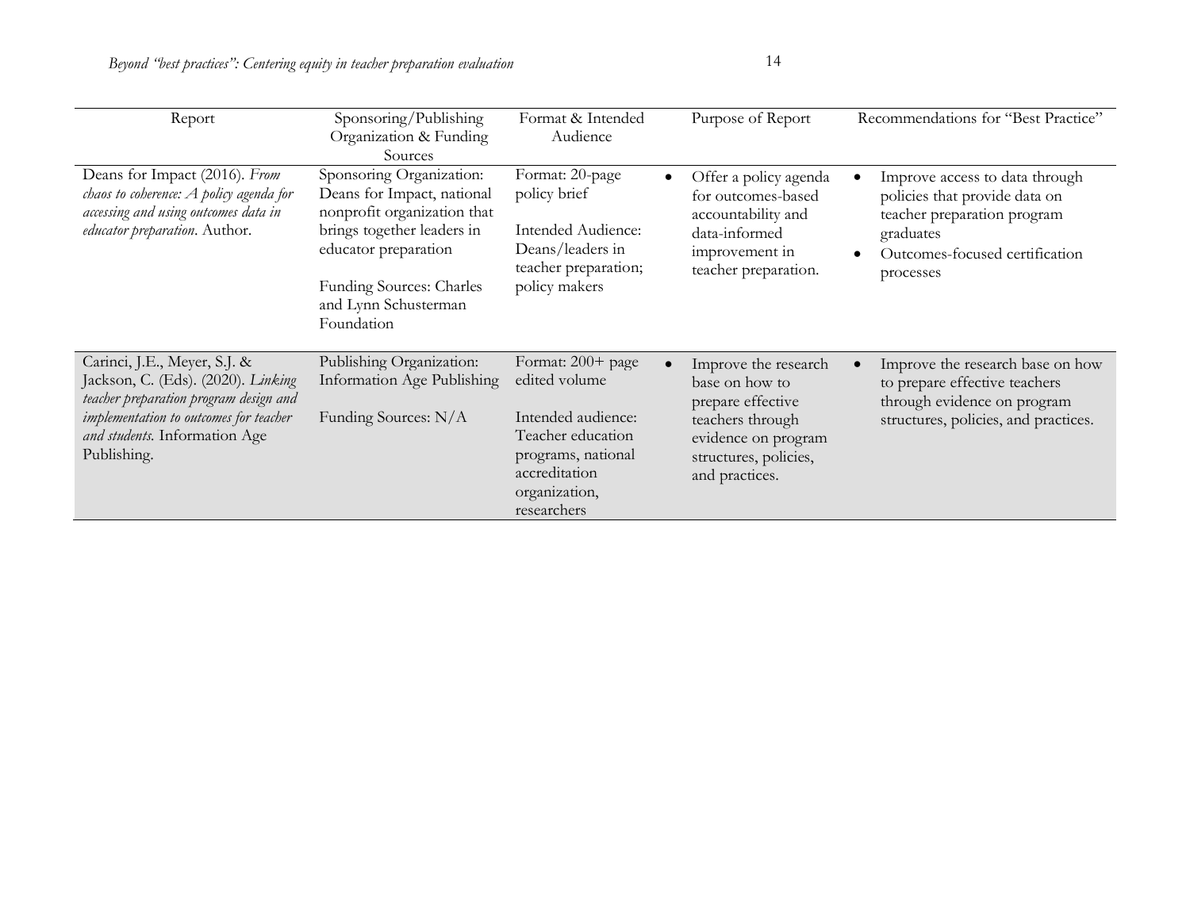| Report | Sponsoring/Publishing Organization & Funding Sources | Format & Intended Audience | Purpose of Report | Recommendations for "Best Practice" |
|---|---|---|---|---|
| Deans for Impact (2016). *From chaos to coherence: A policy agenda for accessing and using outcomes data in educator preparation*. Author. | Sponsoring Organization: Deans for Impact, national nonprofit organization that brings together leaders in educator preparation<br><br>Funding Sources: Charles and Lynn Schusterman Foundation | Format: 20-page policy brief<br><br>Intended Audience: Deans/leaders in teacher preparation; policy makers | • Offer a policy agenda for outcomes-based accountability and data-informed improvement in teacher preparation. | • Improve access to data through policies that provide data on teacher preparation program graduates<br>• Outcomes-focused certification processes |
| Carinci, J.E., Meyer, S.J. & Jackson, C. (Eds). (2020). *Linking teacher preparation program design and implementation to outcomes for teacher and students.* Information Age Publishing. | Publishing Organization: Information Age Publishing<br><br>Funding Sources: N/A | Format: 200+ page edited volume<br><br>Intended audience: Teacher education programs, national accreditation organization, researchers | • Improve the research base on how to prepare effective teachers through evidence on program structures, policies, and practices. | • Improve the research base on how to prepare effective teachers through evidence on program structures, policies, and practices. |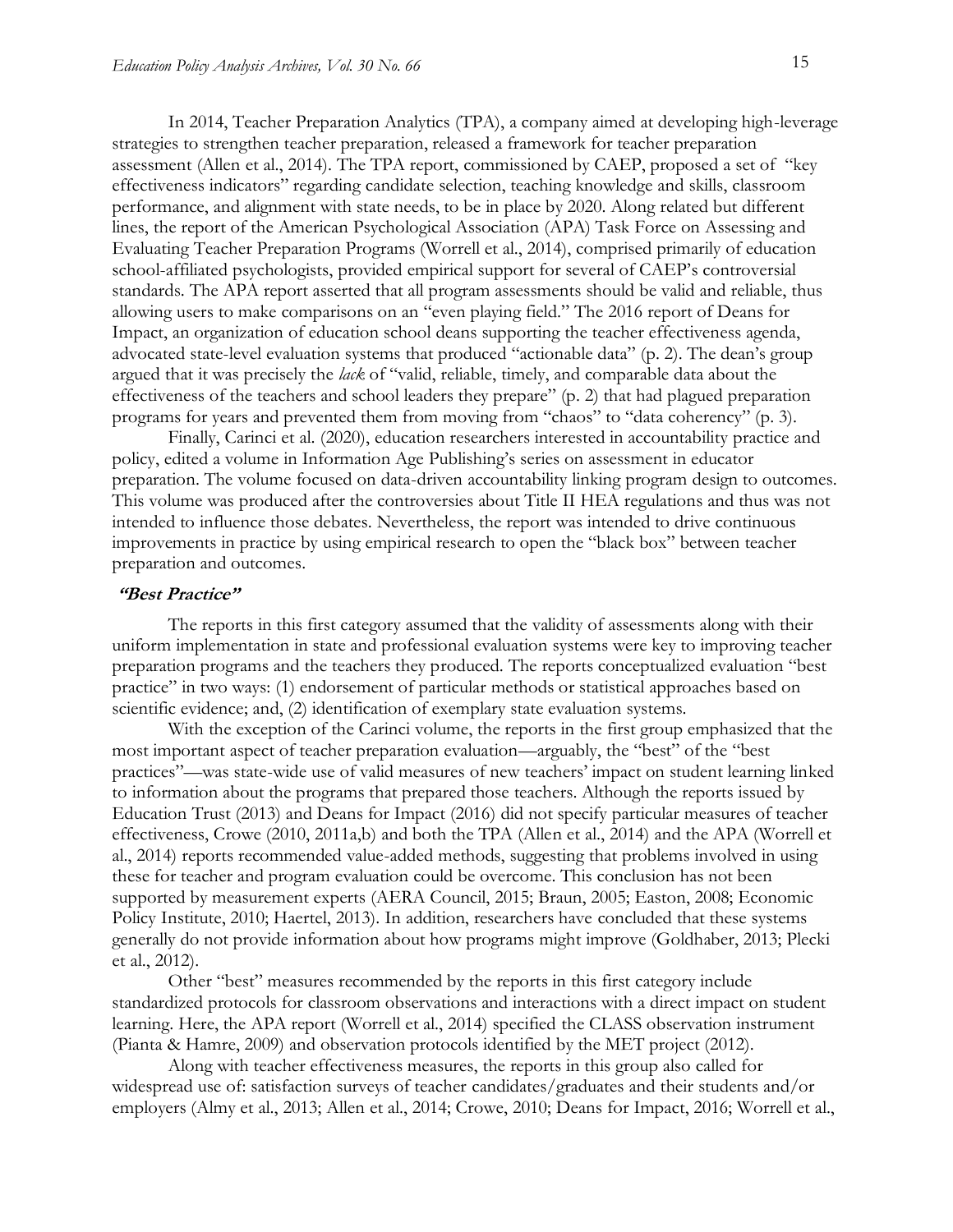In 2014, Teacher Preparation Analytics (TPA), a company aimed at developing high-leverage strategies to strengthen teacher preparation, released a framework for teacher preparation assessment (Allen et al., 2014). The TPA report, commissioned by CAEP, proposed a set of "key effectiveness indicators" regarding candidate selection, teaching knowledge and skills, classroom performance, and alignment with state needs, to be in place by 2020. Along related but different lines, the report of the American Psychological Association (APA) Task Force on Assessing and Evaluating Teacher Preparation Programs (Worrell et al., 2014), comprised primarily of education school-affiliated psychologists, provided empirical support for several of CAEP's controversial standards. The APA report asserted that all program assessments should be valid and reliable, thus allowing users to make comparisons on an "even playing field." The 2016 report of Deans for Impact, an organization of education school deans supporting the teacher effectiveness agenda, advocated state-level evaluation systems that produced "actionable data" (p. 2). The dean's group argued that it was precisely the *lack* of "valid, reliable, timely, and comparable data about the effectiveness of the teachers and school leaders they prepare" (p. 2) that had plagued preparation programs for years and prevented them from moving from "chaos" to "data coherency" (p. 3).

Finally, Carinci et al. (2020), education researchers interested in accountability practice and policy, edited a volume in Information Age Publishing's series on assessment in educator preparation. The volume focused on data-driven accountability linking program design to outcomes. This volume was produced after the controversies about Title II HEA regulations and thus was not intended to influence those debates. Nevertheless, the report was intended to drive continuous improvements in practice by using empirical research to open the "black box" between teacher preparation and outcomes.

### *"Best Practice"*

The reports in this first category assumed that the validity of assessments along with their uniform implementation in state and professional evaluation systems were key to improving teacher preparation programs and the teachers they produced. The reports conceptualized evaluation "best practice" in two ways: (1) endorsement of particular methods or statistical approaches based on scientific evidence; and, (2) identification of exemplary state evaluation systems.

With the exception of the Carinci volume, the reports in the first group emphasized that the most important aspect of teacher preparation evaluation—arguably, the "best" of the "best practices"—was state-wide use of valid measures of new teachers' impact on student learning linked to information about the programs that prepared those teachers. Although the reports issued by Education Trust (2013) and Deans for Impact (2016) did not specify particular measures of teacher effectiveness, Crowe (2010, 2011a,b) and both the TPA (Allen et al., 2014) and the APA (Worrell et al., 2014) reports recommended value-added methods, suggesting that problems involved in using these for teacher and program evaluation could be overcome. This conclusion has not been supported by measurement experts (AERA Council, 2015; Braun, 2005; Easton, 2008; Economic Policy Institute, 2010; Haertel, 2013). In addition, researchers have concluded that these systems generally do not provide information about how programs might improve (Goldhaber, 2013; Plecki et al., 2012).

Other "best" measures recommended by the reports in this first category include standardized protocols for classroom observations and interactions with a direct impact on student learning. Here, the APA report (Worrell et al., 2014) specified the CLASS observation instrument (Pianta & Hamre, 2009) and observation protocols identified by the MET project (2012).

Along with teacher effectiveness measures, the reports in this group also called for widespread use of: satisfaction surveys of teacher candidates/graduates and their students and/or employers (Almy et al., 2013; Allen et al., 2014; Crowe, 2010; Deans for Impact, 2016; Worrell et al.,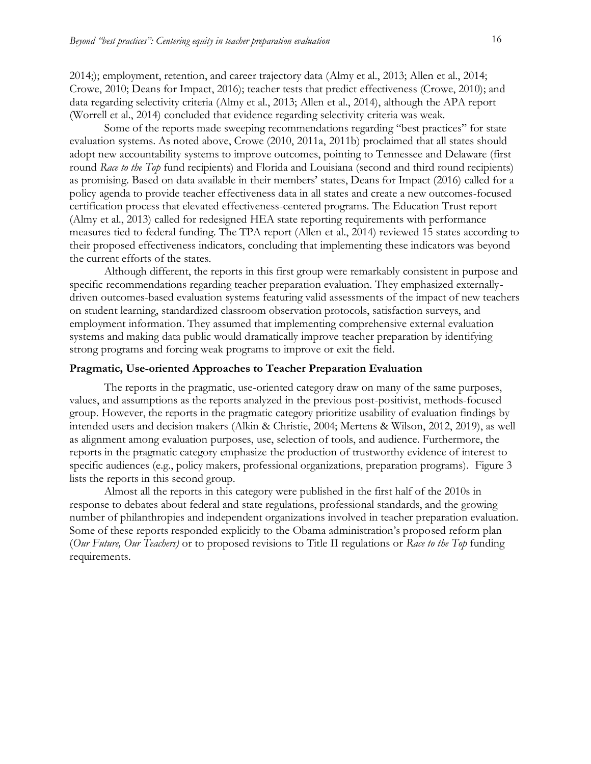2014;); employment, retention, and career trajectory data (Almy et al., 2013; Allen et al., 2014; Crowe, 2010; Deans for Impact, 2016); teacher tests that predict effectiveness (Crowe, 2010); and data regarding selectivity criteria (Almy et al., 2013; Allen et al., 2014), although the APA report (Worrell et al., 2014) concluded that evidence regarding selectivity criteria was weak.

Some of the reports made sweeping recommendations regarding "best practices" for state evaluation systems. As noted above, Crowe (2010, 2011a, 2011b) proclaimed that all states should adopt new accountability systems to improve outcomes, pointing to Tennessee and Delaware (first round *Race to the Top* fund recipients) and Florida and Louisiana (second and third round recipients) as promising. Based on data available in their members' states, Deans for Impact (2016) called for a policy agenda to provide teacher effectiveness data in all states and create a new outcomes-focused certification process that elevated effectiveness-centered programs. The Education Trust report (Almy et al., 2013) called for redesigned HEA state reporting requirements with performance measures tied to federal funding. The TPA report (Allen et al., 2014) reviewed 15 states according to their proposed effectiveness indicators, concluding that implementing these indicators was beyond the current efforts of the states.

Although different, the reports in this first group were remarkably consistent in purpose and specific recommendations regarding teacher preparation evaluation. They emphasized externally-driven outcomes-based evaluation systems featuring valid assessments of the impact of new teachers on student learning, standardized classroom observation protocols, satisfaction surveys, and employment information. They assumed that implementing comprehensive external evaluation systems and making data public would dramatically improve teacher preparation by identifying strong programs and forcing weak programs to improve or exit the field.

### Pragmatic, Use-oriented Approaches to Teacher Preparation Evaluation

The reports in the pragmatic, use-oriented category draw on many of the same purposes, values, and assumptions as the reports analyzed in the previous post-positivist, methods-focused group. However, the reports in the pragmatic category prioritize usability of evaluation findings by intended users and decision makers (Alkin & Christie, 2004; Mertens & Wilson, 2012, 2019), as well as alignment among evaluation purposes, use, selection of tools, and audience. Furthermore, the reports in the pragmatic category emphasize the production of trustworthy evidence of interest to specific audiences (e.g., policy makers, professional organizations, preparation programs). Figure 3 lists the reports in this second group.

Almost all the reports in this category were published in the first half of the 2010s in response to debates about federal and state regulations, professional standards, and the growing number of philanthropies and independent organizations involved in teacher preparation evaluation. Some of these reports responded explicitly to the Obama administration's proposed reform plan (*Our Future, Our Teachers)* or to proposed revisions to Title II regulations or *Race to the Top* funding requirements.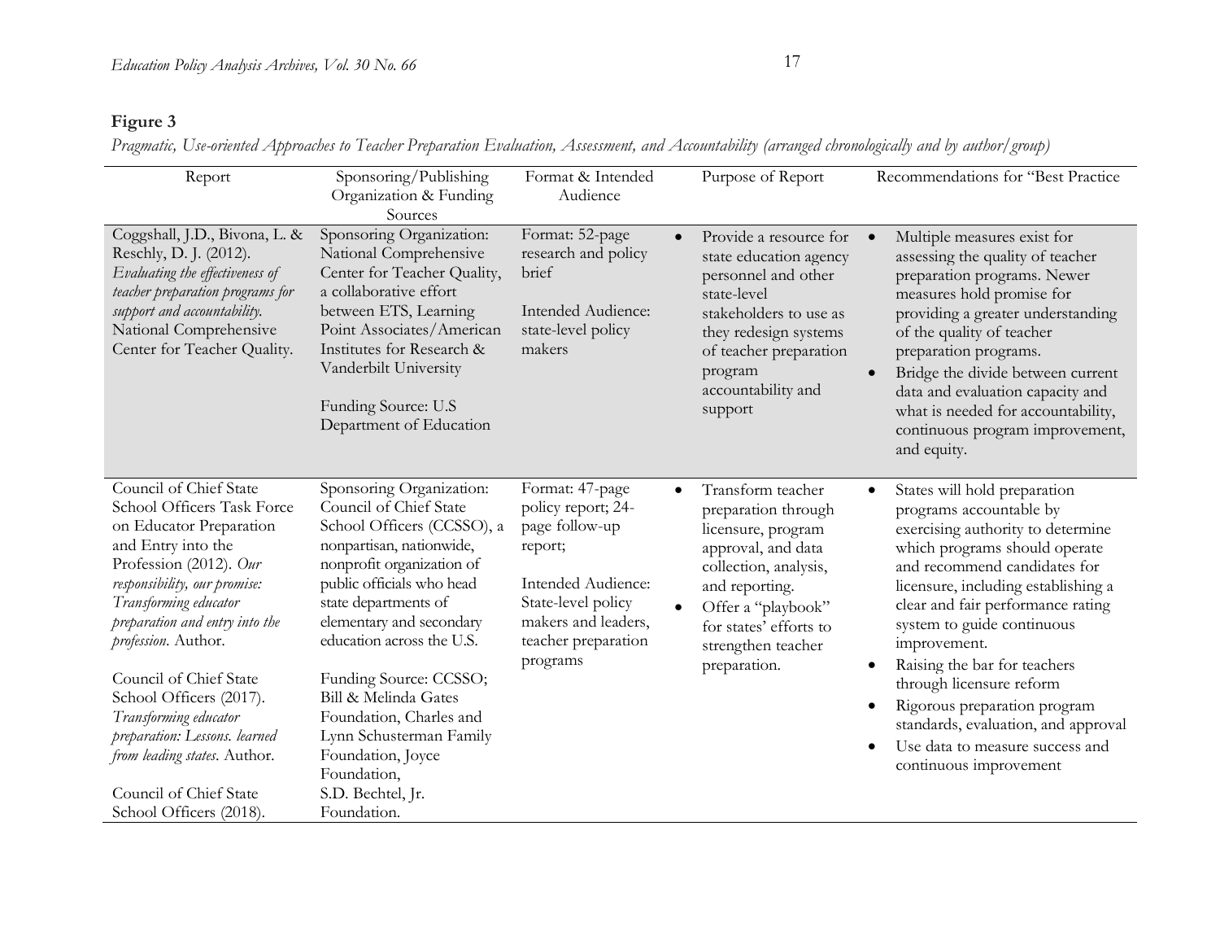**Figure 3**

*Pragmatic, Use-oriented Approaches to Teacher Preparation Evaluation, Assessment, and Accountability (arranged chronologically and by author/group)*

| Report | Sponsoring/Publishing Organization & Funding Sources | Format & Intended Audience | Purpose of Report | Recommendations for "Best Practice |
|---|---|---|---|---|
| Coggshall, J.D., Bivona, L. & Reschly, D. J. (2012). *Evaluating the effectiveness of teacher preparation programs for support and accountability.* National Comprehensive Center for Teacher Quality. | Sponsoring Organization: National Comprehensive Center for Teacher Quality, a collaborative effort between ETS, Learning Point Associates/American Institutes for Research & Vanderbilt University<br><br>Funding Source: U.S Department of Education | Format: 52-page research and policy brief<br><br>Intended Audience: state-level policy makers | • Provide a resource for state education agency personnel and other state-level stakeholders to use as they redesign systems of teacher preparation program accountability and support | • Multiple measures exist for assessing the quality of teacher preparation programs. Newer measures hold promise for providing a greater understanding of the quality of teacher preparation programs.<br>• Bridge the divide between current data and evaluation capacity and what is needed for accountability, continuous program improvement, and equity. |
| Council of Chief State School Officers Task Force on Educator Preparation and Entry into the Profession (2012). *Our responsibility, our promise: Transforming educator preparation and entry into the profession*. Author.<br><br>Council of Chief State School Officers (2017). *Transforming educator preparation: Lessons. learned from leading states*. Author.<br><br>Council of Chief State School Officers (2018). | Sponsoring Organization: Council of Chief State School Officers (CCSSO), a nonpartisan, nationwide, nonprofit organization of public officials who head state departments of elementary and secondary education across the U.S.<br><br>Funding Source: CCSSO; Bill & Melinda Gates Foundation, Charles and Lynn Schusterman Family Foundation, Joyce Foundation, S.D. Bechtel, Jr. Foundation. | Format: 47-page policy report; 24-page follow-up report;<br><br>Intended Audience: State-level policy makers and leaders, teacher preparation programs | • Transform teacher preparation through licensure, program approval, and data collection, analysis, and reporting.<br>• Offer a "playbook" for states' efforts to strengthen teacher preparation. | • States will hold preparation programs accountable by exercising authority to determine which programs should operate and recommend candidates for licensure, including establishing a clear and fair performance rating system to guide continuous improvement.<br>• Raising the bar for teachers through licensure reform<br>• Rigorous preparation program standards, evaluation, and approval<br>• Use data to measure success and continuous improvement |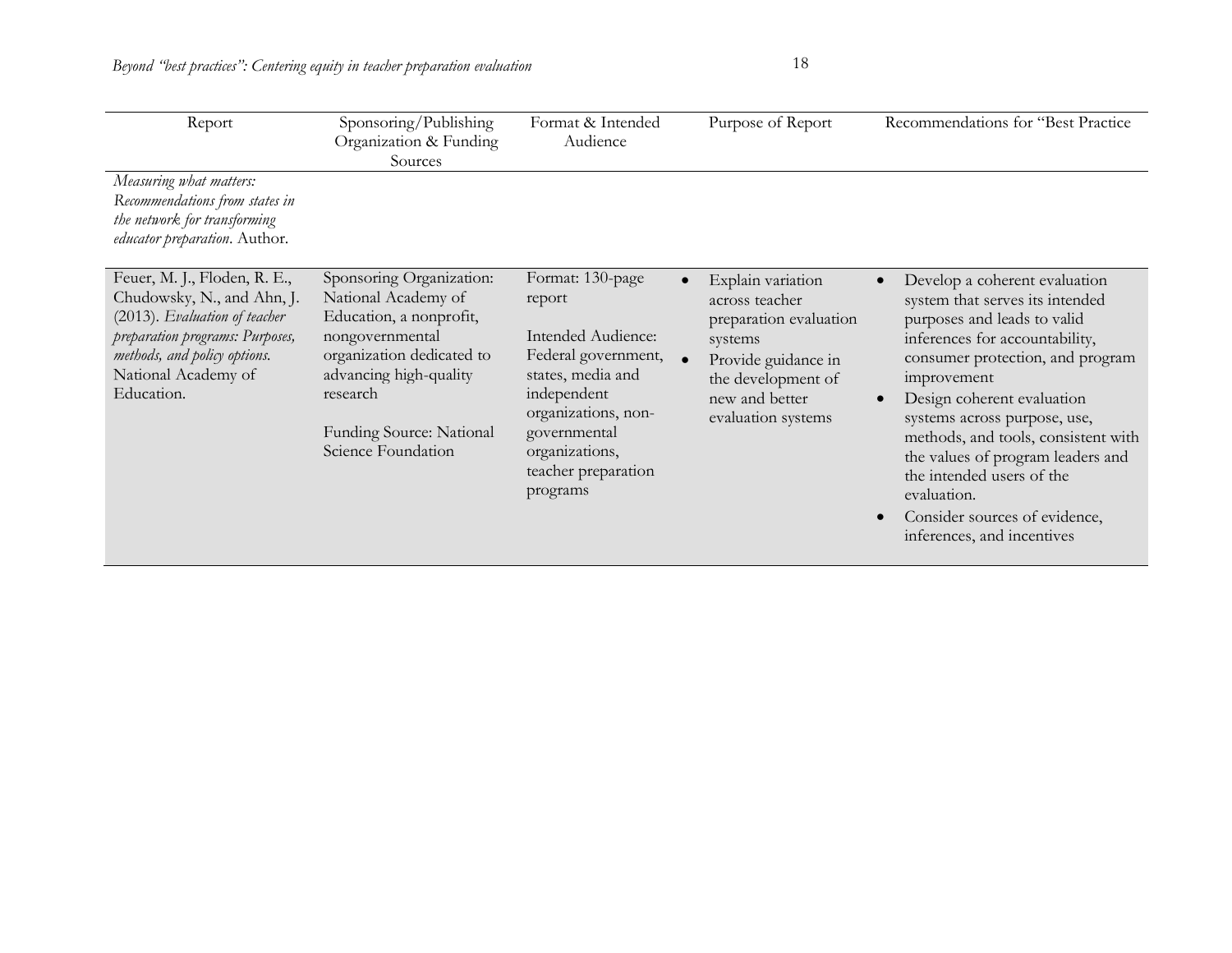| Report | Sponsoring/Publishing Organization & Funding Sources | Format & Intended Audience | Purpose of Report | Recommendations for "Best Practice |
|---|---|---|---|---|
| *Measuring what matters: Recommendations from states in the network for transforming educator preparation*. Author. | | | | |
| Feuer, M. J., Floden, R. E., Chudowsky, N., and Ahn, J. (2013). *Evaluation of teacher preparation programs: Purposes, methods, and policy options.* National Academy of Education. | Sponsoring Organization: National Academy of Education, a nonprofit, nongovernmental organization dedicated to advancing high-quality research<br><br>Funding Source: National Science Foundation | Format: 130-page report<br><br>Intended Audience: Federal government, states, media and independent organizations, non-governmental organizations, teacher preparation programs | • Explain variation across teacher preparation evaluation systems<br>• Provide guidance in the development of new and better evaluation systems | • Develop a coherent evaluation system that serves its intended purposes and leads to valid inferences for accountability, consumer protection, and program improvement<br>• Design coherent evaluation systems across purpose, use, methods, and tools, consistent with the values of program leaders and the intended users of the evaluation.<br>• Consider sources of evidence, inferences, and incentives |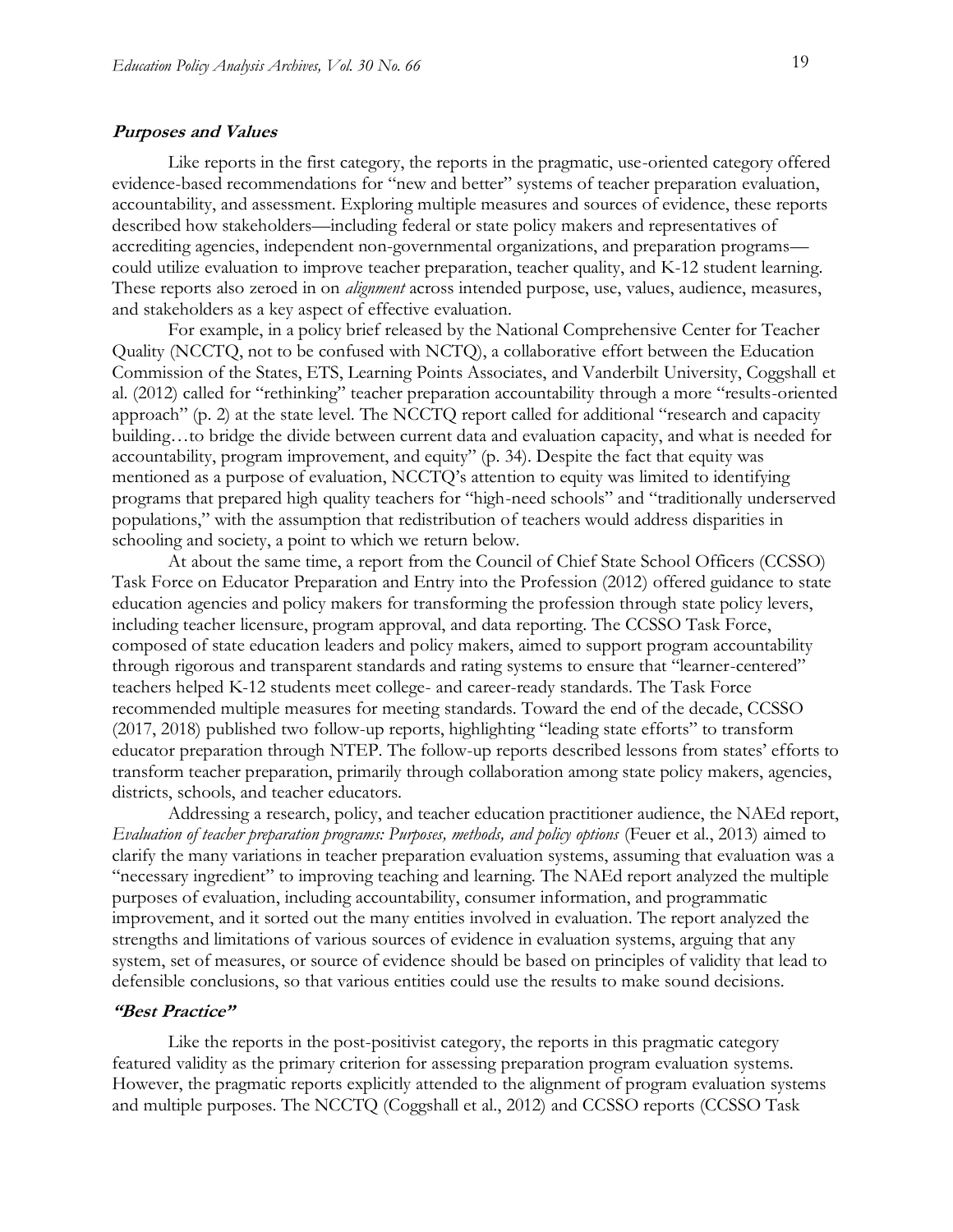### ***Purposes and Values***

Like reports in the first category, the reports in the pragmatic, use-oriented category offered evidence-based recommendations for "new and better" systems of teacher preparation evaluation, accountability, and assessment. Exploring multiple measures and sources of evidence, these reports described how stakeholders—including federal or state policy makers and representatives of accrediting agencies, independent non-governmental organizations, and preparation programs—could utilize evaluation to improve teacher preparation, teacher quality, and K-12 student learning. These reports also zeroed in on *alignment* across intended purpose, use, values, audience, measures, and stakeholders as a key aspect of effective evaluation.

For example, in a policy brief released by the National Comprehensive Center for Teacher Quality (NCCTQ, not to be confused with NCTQ), a collaborative effort between the Education Commission of the States, ETS, Learning Points Associates, and Vanderbilt University, Coggshall et al. (2012) called for "rethinking" teacher preparation accountability through a more "results-oriented approach" (p. 2) at the state level. The NCCTQ report called for additional "research and capacity building…to bridge the divide between current data and evaluation capacity, and what is needed for accountability, program improvement, and equity" (p. 34). Despite the fact that equity was mentioned as a purpose of evaluation, NCCTQ's attention to equity was limited to identifying programs that prepared high quality teachers for "high-need schools" and "traditionally underserved populations," with the assumption that redistribution of teachers would address disparities in schooling and society, a point to which we return below.

At about the same time, a report from the Council of Chief State School Officers (CCSSO) Task Force on Educator Preparation and Entry into the Profession (2012) offered guidance to state education agencies and policy makers for transforming the profession through state policy levers, including teacher licensure, program approval, and data reporting. The CCSSO Task Force, composed of state education leaders and policy makers, aimed to support program accountability through rigorous and transparent standards and rating systems to ensure that "learner-centered" teachers helped K-12 students meet college- and career-ready standards. The Task Force recommended multiple measures for meeting standards. Toward the end of the decade, CCSSO (2017, 2018) published two follow-up reports, highlighting "leading state efforts" to transform educator preparation through NTEP. The follow-up reports described lessons from states' efforts to transform teacher preparation, primarily through collaboration among state policy makers, agencies, districts, schools, and teacher educators.

Addressing a research, policy, and teacher education practitioner audience, the NAEd report, *Evaluation of teacher preparation programs: Purposes, methods, and policy options* (Feuer et al., 2013) aimed to clarify the many variations in teacher preparation evaluation systems, assuming that evaluation was a "necessary ingredient" to improving teaching and learning. The NAEd report analyzed the multiple purposes of evaluation, including accountability, consumer information, and programmatic improvement, and it sorted out the many entities involved in evaluation. The report analyzed the strengths and limitations of various sources of evidence in evaluation systems, arguing that any system, set of measures, or source of evidence should be based on principles of validity that lead to defensible conclusions, so that various entities could use the results to make sound decisions.

### ***"Best Practice"***

Like the reports in the post-positivist category, the reports in this pragmatic category featured validity as the primary criterion for assessing preparation program evaluation systems. However, the pragmatic reports explicitly attended to the alignment of program evaluation systems and multiple purposes. The NCCTQ (Coggshall et al., 2012) and CCSSO reports (CCSSO Task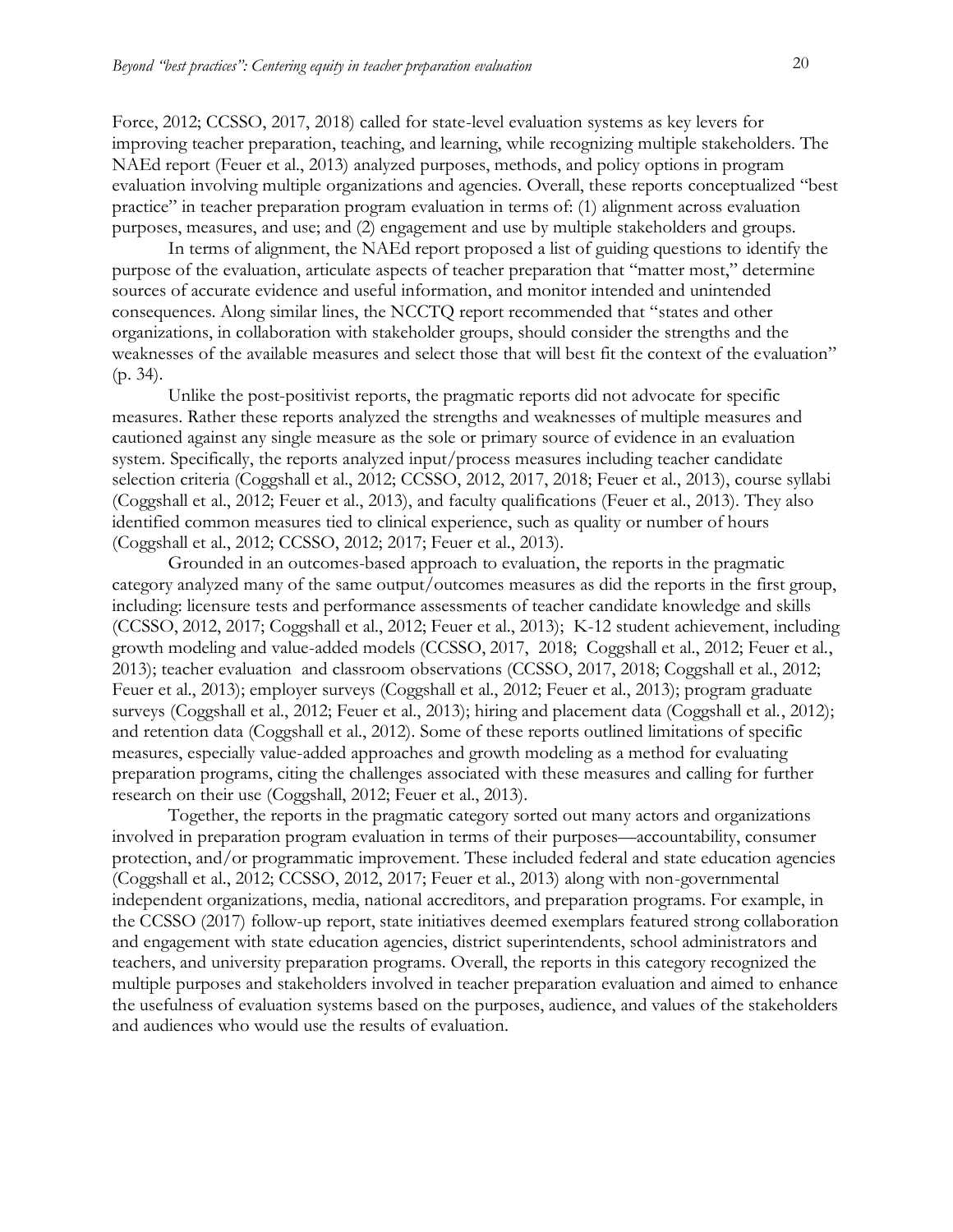Force, 2012; CCSSO, 2017, 2018) called for state-level evaluation systems as key levers for improving teacher preparation, teaching, and learning, while recognizing multiple stakeholders. The NAEd report (Feuer et al., 2013) analyzed purposes, methods, and policy options in program evaluation involving multiple organizations and agencies. Overall, these reports conceptualized "best practice" in teacher preparation program evaluation in terms of: (1) alignment across evaluation purposes, measures, and use; and (2) engagement and use by multiple stakeholders and groups.

In terms of alignment, the NAEd report proposed a list of guiding questions to identify the purpose of the evaluation, articulate aspects of teacher preparation that "matter most," determine sources of accurate evidence and useful information, and monitor intended and unintended consequences. Along similar lines, the NCCTQ report recommended that "states and other organizations, in collaboration with stakeholder groups, should consider the strengths and the weaknesses of the available measures and select those that will best fit the context of the evaluation" (p. 34).

Unlike the post-positivist reports, the pragmatic reports did not advocate for specific measures. Rather these reports analyzed the strengths and weaknesses of multiple measures and cautioned against any single measure as the sole or primary source of evidence in an evaluation system. Specifically, the reports analyzed input/process measures including teacher candidate selection criteria (Coggshall et al., 2012; CCSSO, 2012, 2017, 2018; Feuer et al., 2013), course syllabi (Coggshall et al., 2012; Feuer et al., 2013), and faculty qualifications (Feuer et al., 2013). They also identified common measures tied to clinical experience, such as quality or number of hours (Coggshall et al., 2012; CCSSO, 2012; 2017; Feuer et al., 2013).

Grounded in an outcomes-based approach to evaluation, the reports in the pragmatic category analyzed many of the same output/outcomes measures as did the reports in the first group, including: licensure tests and performance assessments of teacher candidate knowledge and skills (CCSSO, 2012, 2017; Coggshall et al., 2012; Feuer et al., 2013); K-12 student achievement, including growth modeling and value-added models (CCSSO, 2017, 2018; Coggshall et al., 2012; Feuer et al., 2013); teacher evaluation and classroom observations (CCSSO, 2017, 2018; Coggshall et al., 2012; Feuer et al., 2013); employer surveys (Coggshall et al., 2012; Feuer et al., 2013); program graduate surveys (Coggshall et al., 2012; Feuer et al., 2013); hiring and placement data (Coggshall et al., 2012); and retention data (Coggshall et al., 2012). Some of these reports outlined limitations of specific measures, especially value-added approaches and growth modeling as a method for evaluating preparation programs, citing the challenges associated with these measures and calling for further research on their use (Coggshall, 2012; Feuer et al., 2013).

Together, the reports in the pragmatic category sorted out many actors and organizations involved in preparation program evaluation in terms of their purposes—accountability, consumer protection, and/or programmatic improvement. These included federal and state education agencies (Coggshall et al., 2012; CCSSO, 2012, 2017; Feuer et al., 2013) along with non-governmental independent organizations, media, national accreditors, and preparation programs. For example, in the CCSSO (2017) follow-up report, state initiatives deemed exemplars featured strong collaboration and engagement with state education agencies, district superintendents, school administrators and teachers, and university preparation programs. Overall, the reports in this category recognized the multiple purposes and stakeholders involved in teacher preparation evaluation and aimed to enhance the usefulness of evaluation systems based on the purposes, audience, and values of the stakeholders and audiences who would use the results of evaluation.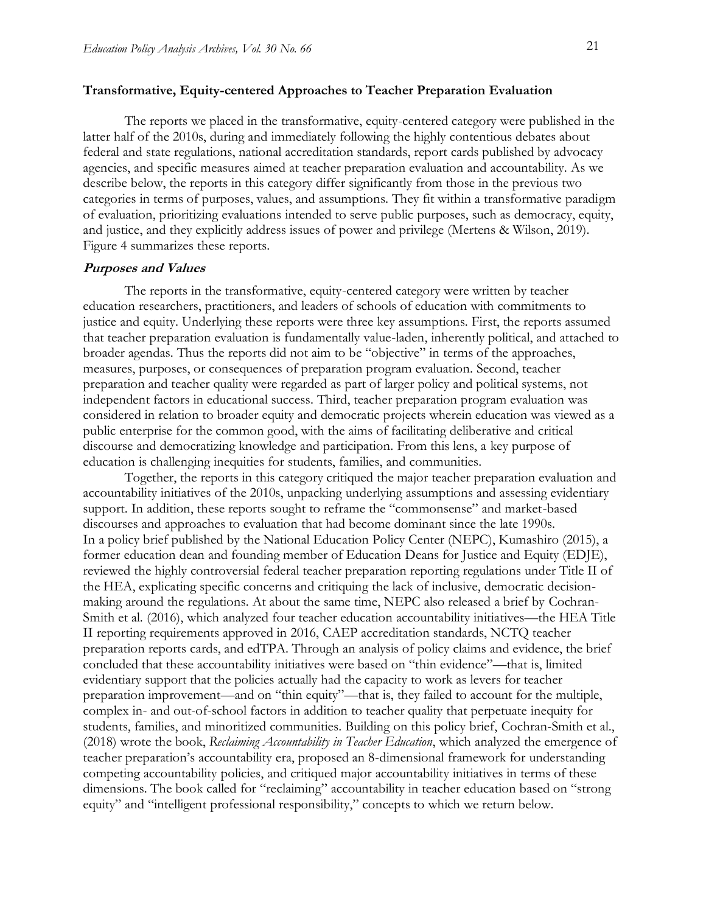### Transformative, Equity-centered Approaches to Teacher Preparation Evaluation

The reports we placed in the transformative, equity-centered category were published in the latter half of the 2010s, during and immediately following the highly contentious debates about federal and state regulations, national accreditation standards, report cards published by advocacy agencies, and specific measures aimed at teacher preparation evaluation and accountability. As we describe below, the reports in this category differ significantly from those in the previous two categories in terms of purposes, values, and assumptions. They fit within a transformative paradigm of evaluation, prioritizing evaluations intended to serve public purposes, such as democracy, equity, and justice, and they explicitly address issues of power and privilege (Mertens & Wilson, 2019). Figure 4 summarizes these reports.

#### *Purposes and Values*

The reports in the transformative, equity-centered category were written by teacher education researchers, practitioners, and leaders of schools of education with commitments to justice and equity. Underlying these reports were three key assumptions. First, the reports assumed that teacher preparation evaluation is fundamentally value-laden, inherently political, and attached to broader agendas. Thus the reports did not aim to be "objective" in terms of the approaches, measures, purposes, or consequences of preparation program evaluation. Second, teacher preparation and teacher quality were regarded as part of larger policy and political systems, not independent factors in educational success. Third, teacher preparation program evaluation was considered in relation to broader equity and democratic projects wherein education was viewed as a public enterprise for the common good, with the aims of facilitating deliberative and critical discourse and democratizing knowledge and participation. From this lens, a key purpose of education is challenging inequities for students, families, and communities.

Together, the reports in this category critiqued the major teacher preparation evaluation and accountability initiatives of the 2010s, unpacking underlying assumptions and assessing evidentiary support. In addition, these reports sought to reframe the "commonsense" and market-based discourses and approaches to evaluation that had become dominant since the late 1990s.

In a policy brief published by the National Education Policy Center (NEPC), Kumashiro (2015), a former education dean and founding member of Education Deans for Justice and Equity (EDJE), reviewed the highly controversial federal teacher preparation reporting regulations under Title II of the HEA, explicating specific concerns and critiquing the lack of inclusive, democratic decision-making around the regulations. At about the same time, NEPC also released a brief by Cochran-Smith et al. (2016), which analyzed four teacher education accountability initiatives—the HEA Title II reporting requirements approved in 2016, CAEP accreditation standards, NCTQ teacher preparation reports cards, and edTPA. Through an analysis of policy claims and evidence, the brief concluded that these accountability initiatives were based on "thin evidence"—that is, limited evidentiary support that the policies actually had the capacity to work as levers for teacher preparation improvement—and on "thin equity"—that is, they failed to account for the multiple, complex in- and out-of-school factors in addition to teacher quality that perpetuate inequity for students, families, and minoritized communities. Building on this policy brief, Cochran-Smith et al., (2018) wrote the book, *Reclaiming Accountability in Teacher Education*, which analyzed the emergence of teacher preparation's accountability era, proposed an 8-dimensional framework for understanding competing accountability policies, and critiqued major accountability initiatives in terms of these dimensions. The book called for "reclaiming" accountability in teacher education based on "strong equity" and "intelligent professional responsibility," concepts to which we return below.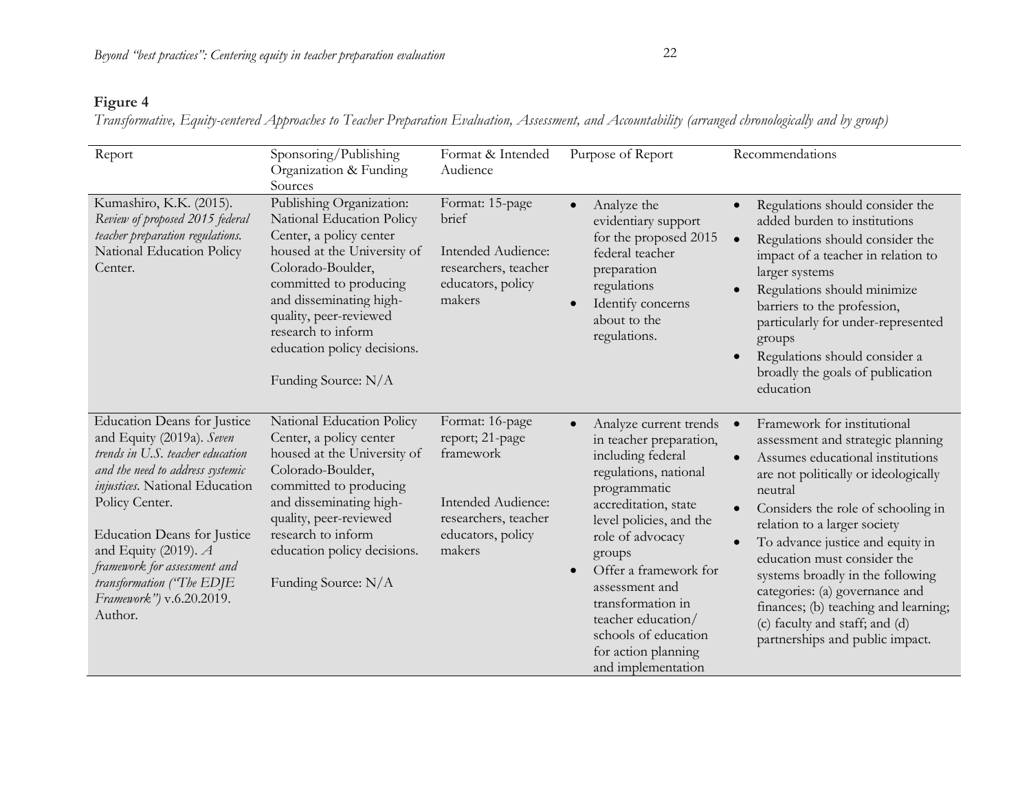**Figure 4**

*Transformative, Equity-centered Approaches to Teacher Preparation Evaluation, Assessment, and Accountability (arranged chronologically and by group)*

| Report | Sponsoring/Publishing Organization & Funding Sources | Format & Intended Audience | Purpose of Report | Recommendations |
|---|---|---|---|---|
| Kumashiro, K.K. (2015). *Review of proposed 2015 federal teacher preparation regulations.* National Education Policy Center. | Publishing Organization: National Education Policy Center, a policy center housed at the University of Colorado-Boulder, committed to producing and disseminating high-quality, peer-reviewed research to inform education policy decisions.<br><br>Funding Source: N/A | Format: 15-page brief<br><br>Intended Audience: researchers, teacher educators, policy makers | • Analyze the evidentiary support for the proposed 2015 federal teacher preparation regulations<br>• Identify concerns about to the regulations. | • Regulations should consider the added burden to institutions<br>• Regulations should consider the impact of a teacher in relation to larger systems<br>• Regulations should minimize barriers to the profession, particularly for under-represented groups<br>• Regulations should consider a broadly the goals of publication education |
| Education Deans for Justice and Equity (2019a). *Seven trends in U.S. teacher education and the need to address systemic injustices*. National Education Policy Center.<br><br>Education Deans for Justice and Equity (2019). *A framework for assessment and transformation ("The EDJE Framework")* v.6.20.2019. Author. | National Education Policy Center, a policy center housed at the University of Colorado-Boulder, committed to producing and disseminating high-quality, peer-reviewed research to inform education policy decisions.<br><br>Funding Source: N/A | Format: 16-page report; 21-page framework<br><br>Intended Audience: researchers, teacher educators, policy makers | • Analyze current trends in teacher preparation, including federal regulations, national programmatic accreditation, state level policies, and the role of advocacy groups<br>• Offer a framework for assessment and transformation in teacher education/ schools of education for action planning and implementation | • Framework for institutional assessment and strategic planning<br>• Assumes educational institutions are not politically or ideologically neutral<br>• Considers the role of schooling in relation to a larger society<br>• To advance justice and equity in education must consider the systems broadly in the following categories: (a) governance and finances; (b) teaching and learning; (c) faculty and staff; and (d) partnerships and public impact. |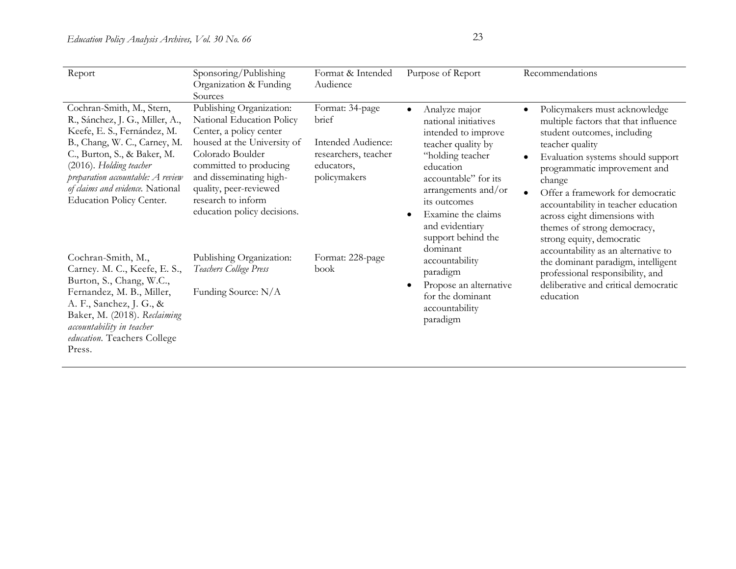| Report | Sponsoring/Publishing Organization & Funding Sources | Format & Intended Audience | Purpose of Report | Recommendations |
|---|---|---|---|---|
| Cochran-Smith, M., Stern, R., Sánchez, J. G., Miller, A., Keefe, E. S., Fernández, M. B., Chang, W. C., Carney, M. C., Burton, S., & Baker, M. (2016). *Holding teacher preparation accountable: A review of claims and evidence.* National Education Policy Center. | Publishing Organization: National Education Policy Center, a policy center housed at the University of Colorado Boulder committed to producing and disseminating high-quality, peer-reviewed research to inform education policy decisions. | Format: 34-page brief<br><br>Intended Audience: researchers, teacher educators, policymakers | • Analyze major national initiatives intended to improve teacher quality by "holding teacher education accountable" for its arrangements and/or its outcomes<br>• Examine the claims and evidentiary support behind the dominant accountability paradigm<br>• Propose an alternative for the dominant accountability paradigm | • Policymakers must acknowledge multiple factors that that influence student outcomes, including teacher quality<br>• Evaluation systems should support programmatic improvement and change<br>• Offer a framework for democratic accountability in teacher education across eight dimensions with themes of strong democracy, strong equity, democratic accountability as an alternative to the dominant paradigm, intelligent professional responsibility, and deliberative and critical democratic education |
| Cochran-Smith, M., Carney. M. C., Keefe, E. S., Burton, S., Chang, W.C., Fernandez, M. B., Miller, A. F., Sanchez, J. G., & Baker, M. (2018). *Reclaiming accountability in teacher education*. Teachers College Press. | Publishing Organization: *Teachers College Press*<br><br>Funding Source: N/A | Format: 228-page book | | |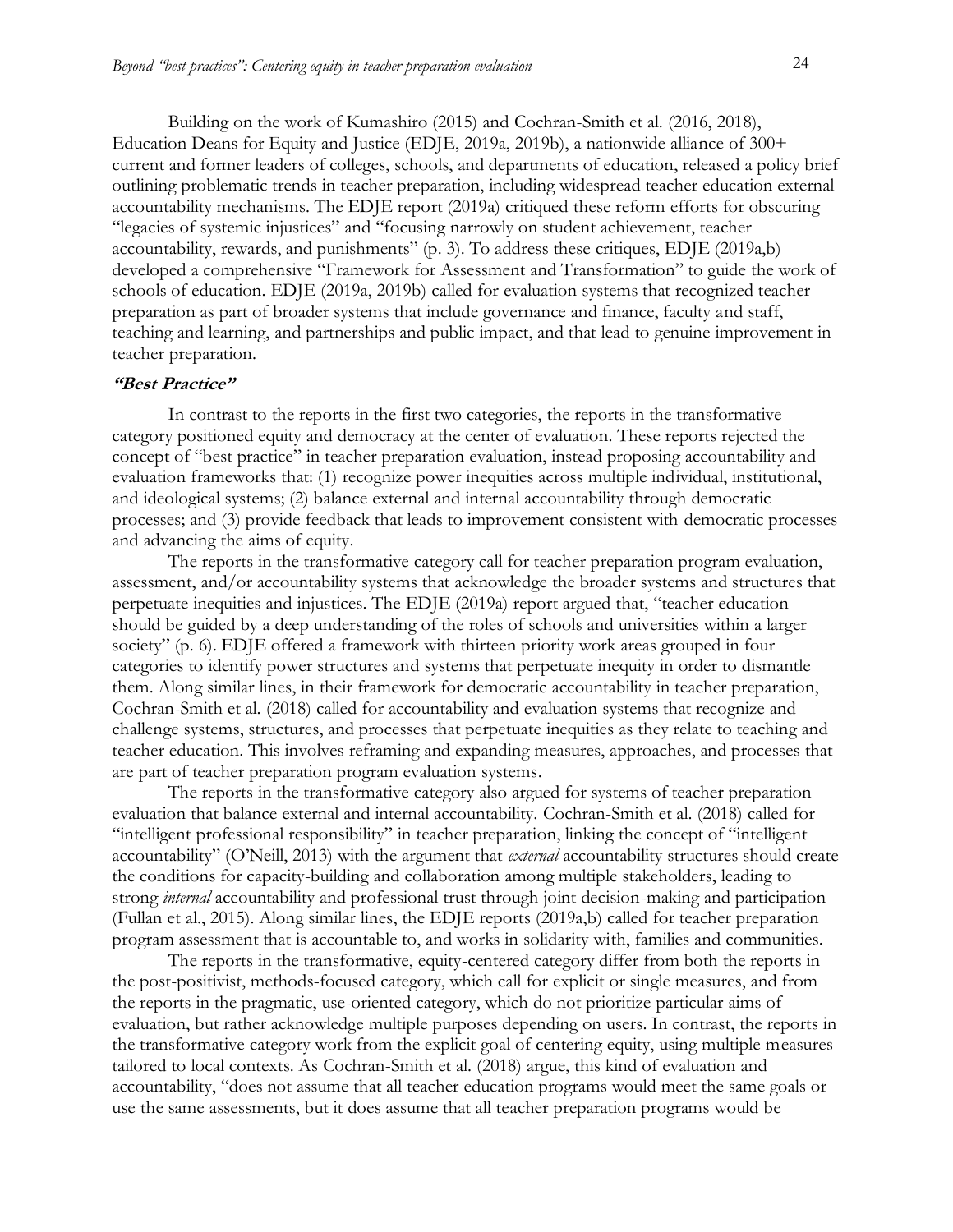Building on the work of Kumashiro (2015) and Cochran-Smith et al. (2016, 2018), Education Deans for Equity and Justice (EDJE, 2019a, 2019b), a nationwide alliance of 300+ current and former leaders of colleges, schools, and departments of education, released a policy brief outlining problematic trends in teacher preparation, including widespread teacher education external accountability mechanisms. The EDJE report (2019a) critiqued these reform efforts for obscuring "legacies of systemic injustices" and "focusing narrowly on student achievement, teacher accountability, rewards, and punishments" (p. 3). To address these critiques, EDJE (2019a,b) developed a comprehensive "Framework for Assessment and Transformation" to guide the work of schools of education. EDJE (2019a, 2019b) called for evaluation systems that recognized teacher preparation as part of broader systems that include governance and finance, faculty and staff, teaching and learning, and partnerships and public impact, and that lead to genuine improvement in teacher preparation.

### *"Best Practice"*

In contrast to the reports in the first two categories, the reports in the transformative category positioned equity and democracy at the center of evaluation. These reports rejected the concept of "best practice" in teacher preparation evaluation, instead proposing accountability and evaluation frameworks that: (1) recognize power inequities across multiple individual, institutional, and ideological systems; (2) balance external and internal accountability through democratic processes; and (3) provide feedback that leads to improvement consistent with democratic processes and advancing the aims of equity.

The reports in the transformative category call for teacher preparation program evaluation, assessment, and/or accountability systems that acknowledge the broader systems and structures that perpetuate inequities and injustices. The EDJE (2019a) report argued that, "teacher education should be guided by a deep understanding of the roles of schools and universities within a larger society" (p. 6). EDJE offered a framework with thirteen priority work areas grouped in four categories to identify power structures and systems that perpetuate inequity in order to dismantle them. Along similar lines, in their framework for democratic accountability in teacher preparation, Cochran-Smith et al. (2018) called for accountability and evaluation systems that recognize and challenge systems, structures, and processes that perpetuate inequities as they relate to teaching and teacher education. This involves reframing and expanding measures, approaches, and processes that are part of teacher preparation program evaluation systems.

The reports in the transformative category also argued for systems of teacher preparation evaluation that balance external and internal accountability. Cochran-Smith et al. (2018) called for "intelligent professional responsibility" in teacher preparation, linking the concept of "intelligent accountability" (O'Neill, 2013) with the argument that *external* accountability structures should create the conditions for capacity-building and collaboration among multiple stakeholders, leading to strong *internal* accountability and professional trust through joint decision-making and participation (Fullan et al., 2015). Along similar lines, the EDJE reports (2019a,b) called for teacher preparation program assessment that is accountable to, and works in solidarity with, families and communities.

The reports in the transformative, equity-centered category differ from both the reports in the post-positivist, methods-focused category, which call for explicit or single measures, and from the reports in the pragmatic, use-oriented category, which do not prioritize particular aims of evaluation, but rather acknowledge multiple purposes depending on users. In contrast, the reports in the transformative category work from the explicit goal of centering equity, using multiple measures tailored to local contexts. As Cochran-Smith et al. (2018) argue, this kind of evaluation and accountability, "does not assume that all teacher education programs would meet the same goals or use the same assessments, but it does assume that all teacher preparation programs would be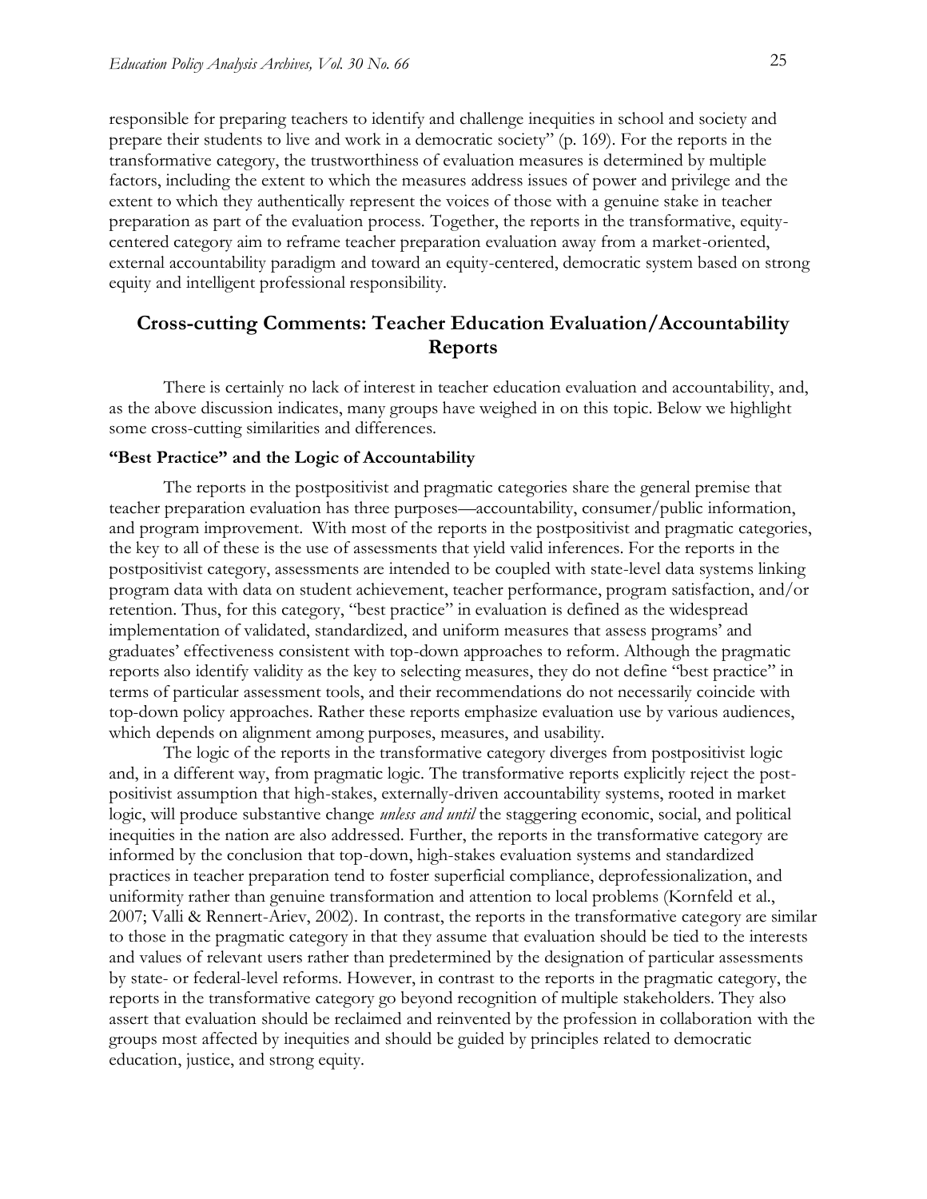responsible for preparing teachers to identify and challenge inequities in school and society and prepare their students to live and work in a democratic society" (p. 169). For the reports in the transformative category, the trustworthiness of evaluation measures is determined by multiple factors, including the extent to which the measures address issues of power and privilege and the extent to which they authentically represent the voices of those with a genuine stake in teacher preparation as part of the evaluation process. Together, the reports in the transformative, equity-centered category aim to reframe teacher preparation evaluation away from a market-oriented, external accountability paradigm and toward an equity-centered, democratic system based on strong equity and intelligent professional responsibility.

## Cross-cutting Comments: Teacher Education Evaluation/Accountability Reports

There is certainly no lack of interest in teacher education evaluation and accountability, and, as the above discussion indicates, many groups have weighed in on this topic. Below we highlight some cross-cutting similarities and differences.

### "Best Practice" and the Logic of Accountability

The reports in the postpositivist and pragmatic categories share the general premise that teacher preparation evaluation has three purposes—accountability, consumer/public information, and program improvement. With most of the reports in the postpositivist and pragmatic categories, the key to all of these is the use of assessments that yield valid inferences. For the reports in the postpositivist category, assessments are intended to be coupled with state-level data systems linking program data with data on student achievement, teacher performance, program satisfaction, and/or retention. Thus, for this category, "best practice" in evaluation is defined as the widespread implementation of validated, standardized, and uniform measures that assess programs' and graduates' effectiveness consistent with top-down approaches to reform. Although the pragmatic reports also identify validity as the key to selecting measures, they do not define "best practice" in terms of particular assessment tools, and their recommendations do not necessarily coincide with top-down policy approaches. Rather these reports emphasize evaluation use by various audiences, which depends on alignment among purposes, measures, and usability.

The logic of the reports in the transformative category diverges from postpositivist logic and, in a different way, from pragmatic logic. The transformative reports explicitly reject the post-positivist assumption that high-stakes, externally-driven accountability systems, rooted in market logic, will produce substantive change *unless and until* the staggering economic, social, and political inequities in the nation are also addressed. Further, the reports in the transformative category are informed by the conclusion that top-down, high-stakes evaluation systems and standardized practices in teacher preparation tend to foster superficial compliance, deprofessionalization, and uniformity rather than genuine transformation and attention to local problems (Kornfeld et al., 2007; Valli & Rennert-Ariev, 2002). In contrast, the reports in the transformative category are similar to those in the pragmatic category in that they assume that evaluation should be tied to the interests and values of relevant users rather than predetermined by the designation of particular assessments by state- or federal-level reforms. However, in contrast to the reports in the pragmatic category, the reports in the transformative category go beyond recognition of multiple stakeholders. They also assert that evaluation should be reclaimed and reinvented by the profession in collaboration with the groups most affected by inequities and should be guided by principles related to democratic education, justice, and strong equity.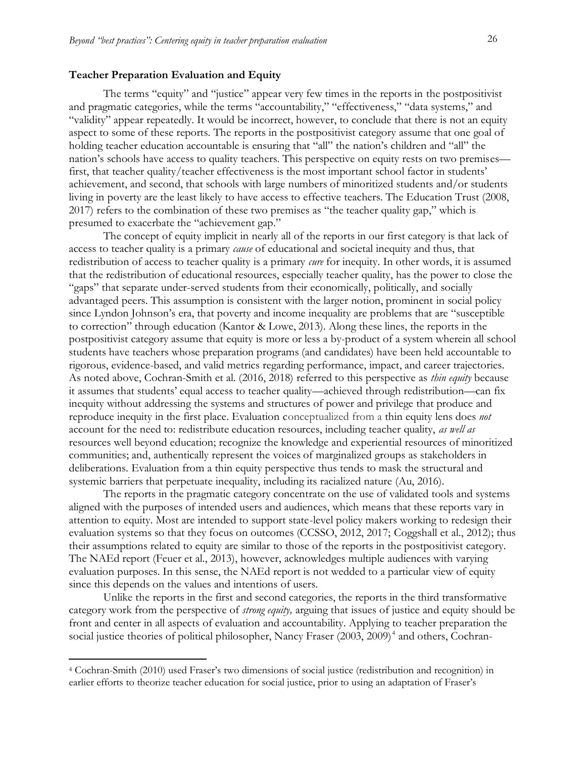**Teacher Preparation Evaluation and Equity**

The terms "equity" and "justice" appear very few times in the reports in the postpositivist and pragmatic categories, while the terms "accountability," "effectiveness," "data systems," and "validity" appear repeatedly. It would be incorrect, however, to conclude that there is not an equity aspect to some of these reports. The reports in the postpositivist category assume that one goal of holding teacher education accountable is ensuring that "all" the nation's children and "all" the nation's schools have access to quality teachers. This perspective on equity rests on two premises—first, that teacher quality/teacher effectiveness is the most important school factor in students' achievement, and second, that schools with large numbers of minoritized students and/or students living in poverty are the least likely to have access to effective teachers. The Education Trust (2008, 2017) refers to the combination of these two premises as "the teacher quality gap," which is presumed to exacerbate the "achievement gap."

The concept of equity implicit in nearly all of the reports in our first category is that lack of access to teacher quality is a primary *cause* of educational and societal inequity and thus, that redistribution of access to teacher quality is a primary *cure* for inequity. In other words, it is assumed that the redistribution of educational resources, especially teacher quality, has the power to close the "gaps" that separate under-served students from their economically, politically, and socially advantaged peers. This assumption is consistent with the larger notion, prominent in social policy since Lyndon Johnson's era, that poverty and income inequality are problems that are "susceptible to correction" through education (Kantor & Lowe, 2013). Along these lines, the reports in the postpositivist category assume that equity is more or less a by-product of a system wherein all school students have teachers whose preparation programs (and candidates) have been held accountable to rigorous, evidence-based, and valid metrics regarding performance, impact, and career trajectories. As noted above, Cochran-Smith et al. (2016, 2018) referred to this perspective as *thin equity* because it assumes that students' equal access to teacher quality—achieved through redistribution—can fix inequity without addressing the systems and structures of power and privilege that produce and reproduce inequity in the first place. Evaluation conceptualized from a thin equity lens does *not* account for the need to: redistribute education resources, including teacher quality, *as well as* resources well beyond education; recognize the knowledge and experiential resources of minoritized communities; and, authentically represent the voices of marginalized groups as stakeholders in deliberations. Evaluation from a thin equity perspective thus tends to mask the structural and systemic barriers that perpetuate inequality, including its racialized nature (Au, 2016).

The reports in the pragmatic category concentrate on the use of validated tools and systems aligned with the purposes of intended users and audiences, which means that these reports vary in attention to equity. Most are intended to support state-level policy makers working to redesign their evaluation systems so that they focus on outcomes (CCSSO, 2012, 2017; Coggshall et al., 2012); thus their assumptions related to equity are similar to those of the reports in the postpositivist category. The NAEd report (Feuer et al., 2013), however, acknowledges multiple audiences with varying evaluation purposes. In this sense, the NAEd report is not wedded to a particular view of equity since this depends on the values and intentions of users.

Unlike the reports in the first and second categories, the reports in the third transformative category work from the perspective of *strong equity,* arguing that issues of justice and equity should be front and center in all aspects of evaluation and accountability. Applying to teacher preparation the social justice theories of political philosopher, Nancy Fraser (2003, 2009)[4] and others, Cochran-

[4] Cochran-Smith (2010) used Fraser's two dimensions of social justice (redistribution and recognition) in earlier efforts to theorize teacher education for social justice, prior to using an adaptation of Fraser's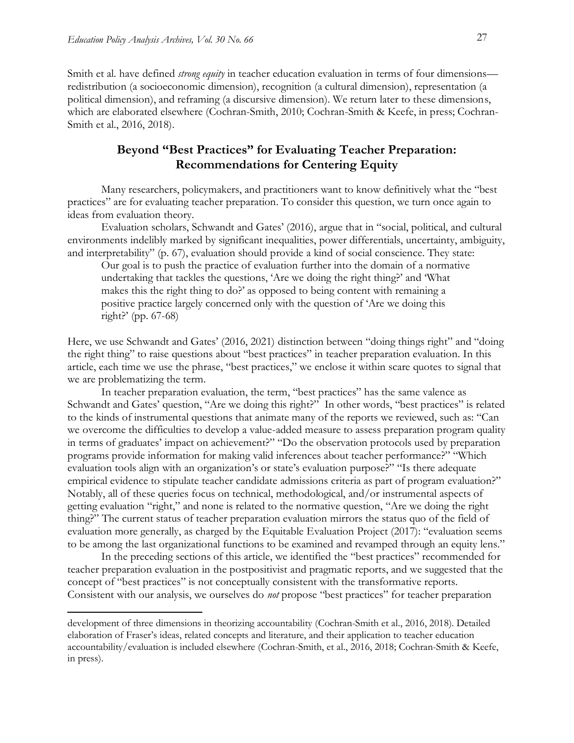Smith et al. have defined *strong equity* in teacher education evaluation in terms of four dimensions—redistribution (a socioeconomic dimension), recognition (a cultural dimension), representation (a political dimension), and reframing (a discursive dimension). We return later to these dimensions, which are elaborated elsewhere (Cochran-Smith, 2010; Cochran-Smith & Keefe, in press; Cochran-Smith et al., 2016, 2018).

## Beyond "Best Practices" for Evaluating Teacher Preparation: Recommendations for Centering Equity

Many researchers, policymakers, and practitioners want to know definitively what the "best practices" are for evaluating teacher preparation. To consider this question, we turn once again to ideas from evaluation theory.

Evaluation scholars, Schwandt and Gates' (2016), argue that in "social, political, and cultural environments indelibly marked by significant inequalities, power differentials, uncertainty, ambiguity, and interpretability" (p. 67), evaluation should provide a kind of social conscience. They state:

> Our goal is to push the practice of evaluation further into the domain of a normative undertaking that tackles the questions, 'Are we doing the right thing?' and 'What makes this the right thing to do?' as opposed to being content with remaining a positive practice largely concerned only with the question of 'Are we doing this right?' (pp. 67-68)

Here, we use Schwandt and Gates' (2016, 2021) distinction between "doing things right" and "doing the right thing" to raise questions about "best practices" in teacher preparation evaluation. In this article, each time we use the phrase, "best practices," we enclose it within scare quotes to signal that we are problematizing the term.

In teacher preparation evaluation, the term, "best practices" has the same valence as Schwandt and Gates' question, "Are we doing this right?" In other words, "best practices" is related to the kinds of instrumental questions that animate many of the reports we reviewed, such as: "Can we overcome the difficulties to develop a value-added measure to assess preparation program quality in terms of graduates' impact on achievement?" "Do the observation protocols used by preparation programs provide information for making valid inferences about teacher performance?" "Which evaluation tools align with an organization's or state's evaluation purpose?" "Is there adequate empirical evidence to stipulate teacher candidate admissions criteria as part of program evaluation?" Notably, all of these queries focus on technical, methodological, and/or instrumental aspects of getting evaluation "right," and none is related to the normative question, "Are we doing the right thing?" The current status of teacher preparation evaluation mirrors the status quo of the field of evaluation more generally, as charged by the Equitable Evaluation Project (2017): "evaluation seems to be among the last organizational functions to be examined and revamped through an equity lens."

In the preceding sections of this article, we identified the "best practices" recommended for teacher preparation evaluation in the postpositivist and pragmatic reports, and we suggested that the concept of "best practices" is not conceptually consistent with the transformative reports. Consistent with our analysis, we ourselves do *not* propose "best practices" for teacher preparation

---

development of three dimensions in theorizing accountability (Cochran-Smith et al., 2016, 2018). Detailed elaboration of Fraser's ideas, related concepts and literature, and their application to teacher education accountability/evaluation is included elsewhere (Cochran-Smith, et al., 2016, 2018; Cochran-Smith & Keefe, in press).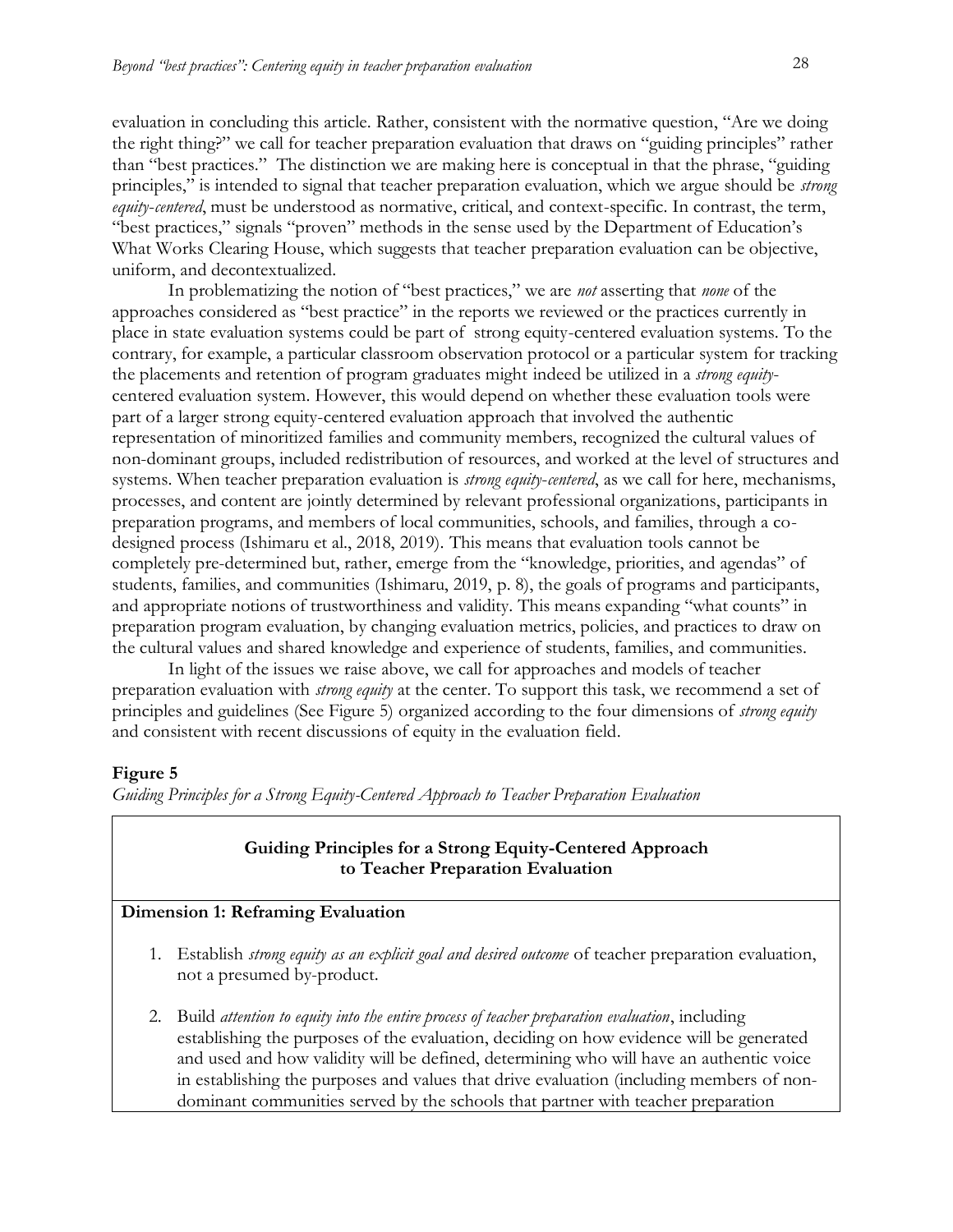evaluation in concluding this article. Rather, consistent with the normative question, "Are we doing the right thing?" we call for teacher preparation evaluation that draws on "guiding principles" rather than "best practices." The distinction we are making here is conceptual in that the phrase, "guiding principles," is intended to signal that teacher preparation evaluation, which we argue should be *strong equity-centered*, must be understood as normative, critical, and context-specific. In contrast, the term, "best practices," signals "proven" methods in the sense used by the Department of Education's What Works Clearing House, which suggests that teacher preparation evaluation can be objective, uniform, and decontextualized.

In problematizing the notion of "best practices," we are *not* asserting that *none* of the approaches considered as "best practice" in the reports we reviewed or the practices currently in place in state evaluation systems could be part of strong equity-centered evaluation systems. To the contrary, for example, a particular classroom observation protocol or a particular system for tracking the placements and retention of program graduates might indeed be utilized in a *strong equity-*centered evaluation system. However, this would depend on whether these evaluation tools were part of a larger strong equity-centered evaluation approach that involved the authentic representation of minoritized families and community members, recognized the cultural values of non-dominant groups, included redistribution of resources, and worked at the level of structures and systems. When teacher preparation evaluation is *strong equity-centered*, as we call for here, mechanisms, processes, and content are jointly determined by relevant professional organizations, participants in preparation programs, and members of local communities, schools, and families, through a co-designed process (Ishimaru et al., 2018, 2019). This means that evaluation tools cannot be completely pre-determined but, rather, emerge from the "knowledge, priorities, and agendas" of students, families, and communities (Ishimaru, 2019, p. 8), the goals of programs and participants, and appropriate notions of trustworthiness and validity. This means expanding "what counts" in preparation program evaluation, by changing evaluation metrics, policies, and practices to draw on the cultural values and shared knowledge and experience of students, families, and communities.

In light of the issues we raise above, we call for approaches and models of teacher preparation evaluation with *strong equity* at the center. To support this task, we recommend a set of principles and guidelines (See Figure 5) organized according to the four dimensions of *strong equity* and consistent with recent discussions of equity in the evaluation field.

**Figure 5**

*Guiding Principles for a Strong Equity-Centered Approach to Teacher Preparation Evaluation*

**Guiding Principles for a Strong Equity-Centered Approach to Teacher Preparation Evaluation**

**Dimension 1: Reframing Evaluation**

1. Establish *strong equity as an explicit goal and desired outcome* of teacher preparation evaluation, not a presumed by-product.
2. Build *attention to equity into the entire process of teacher preparation evaluation*, including establishing the purposes of the evaluation, deciding on how evidence will be generated and used and how validity will be defined, determining who will have an authentic voice in establishing the purposes and values that drive evaluation (including members of non-dominant communities served by the schools that partner with teacher preparation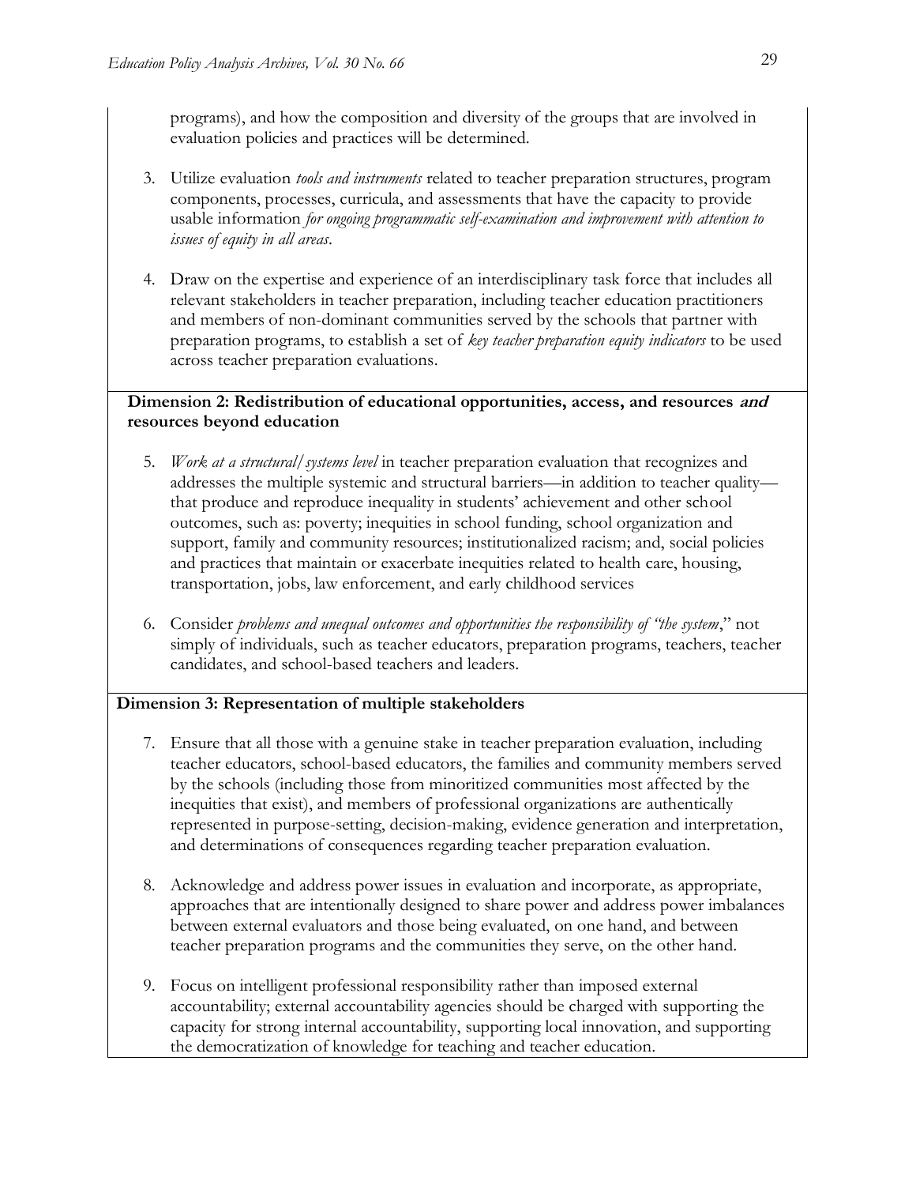programs), and how the composition and diversity of the groups that are involved in evaluation policies and practices will be determined.

3. Utilize evaluation *tools and instruments* related to teacher preparation structures, program components, processes, curricula, and assessments that have the capacity to provide usable information *for ongoing programmatic self-examination and improvement with attention to issues of equity in all areas*.

4. Draw on the expertise and experience of an interdisciplinary task force that includes all relevant stakeholders in teacher preparation, including teacher education practitioners and members of non-dominant communities served by the schools that partner with preparation programs, to establish a set of *key teacher preparation equity indicators* to be used across teacher preparation evaluations.

**Dimension 2: Redistribution of educational opportunities, access, and resources *and* resources beyond education**

5. *Work at a structural/systems level* in teacher preparation evaluation that recognizes and addresses the multiple systemic and structural barriers—in addition to teacher quality—that produce and reproduce inequality in students' achievement and other school outcomes, such as: poverty; inequities in school funding, school organization and support, family and community resources; institutionalized racism; and, social policies and practices that maintain or exacerbate inequities related to health care, housing, transportation, jobs, law enforcement, and early childhood services

6. Consider *problems and unequal outcomes and opportunities the responsibility of "the system*," not simply of individuals, such as teacher educators, preparation programs, teachers, teacher candidates, and school-based teachers and leaders.

**Dimension 3: Representation of multiple stakeholders**

7. Ensure that all those with a genuine stake in teacher preparation evaluation, including teacher educators, school-based educators, the families and community members served by the schools (including those from minoritized communities most affected by the inequities that exist), and members of professional organizations are authentically represented in purpose-setting, decision-making, evidence generation and interpretation, and determinations of consequences regarding teacher preparation evaluation.

8. Acknowledge and address power issues in evaluation and incorporate, as appropriate, approaches that are intentionally designed to share power and address power imbalances between external evaluators and those being evaluated, on one hand, and between teacher preparation programs and the communities they serve, on the other hand.

9. Focus on intelligent professional responsibility rather than imposed external accountability; external accountability agencies should be charged with supporting the capacity for strong internal accountability, supporting local innovation, and supporting the democratization of knowledge for teaching and teacher education.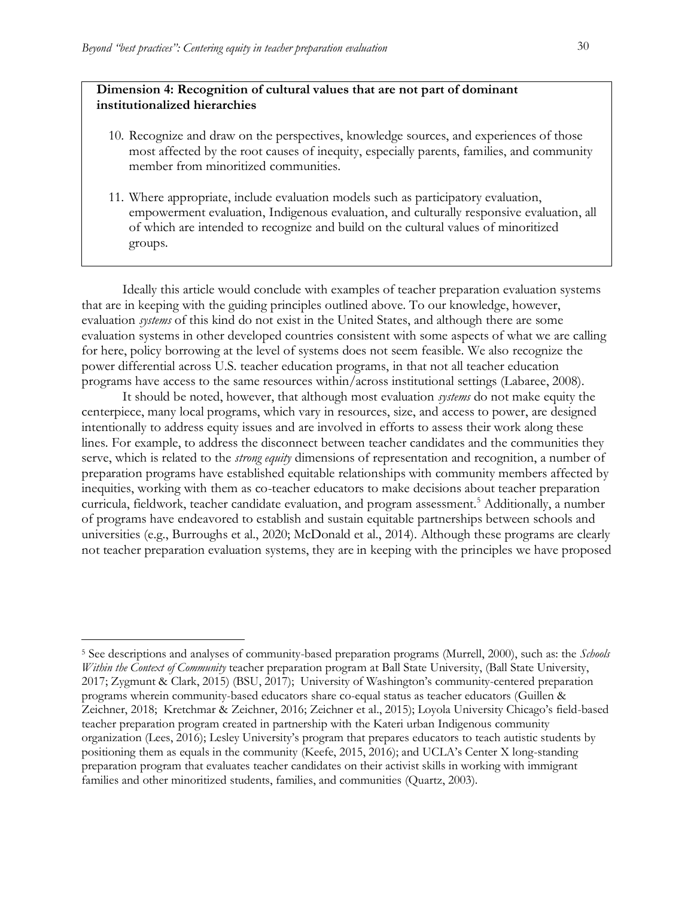**Dimension 4: Recognition of cultural values that are not part of dominant institutionalized hierarchies**

10. Recognize and draw on the perspectives, knowledge sources, and experiences of those most affected by the root causes of inequity, especially parents, families, and community member from minoritized communities.

11. Where appropriate, include evaluation models such as participatory evaluation, empowerment evaluation, Indigenous evaluation, and culturally responsive evaluation, all of which are intended to recognize and build on the cultural values of minoritized groups.

Ideally this article would conclude with examples of teacher preparation evaluation systems that are in keeping with the guiding principles outlined above. To our knowledge, however, evaluation *systems* of this kind do not exist in the United States, and although there are some evaluation systems in other developed countries consistent with some aspects of what we are calling for here, policy borrowing at the level of systems does not seem feasible. We also recognize the power differential across U.S. teacher education programs, in that not all teacher education programs have access to the same resources within/across institutional settings (Labaree, 2008).

It should be noted, however, that although most evaluation *systems* do not make equity the centerpiece, many local programs, which vary in resources, size, and access to power, are designed intentionally to address equity issues and are involved in efforts to assess their work along these lines. For example, to address the disconnect between teacher candidates and the communities they serve, which is related to the *strong equity* dimensions of representation and recognition, a number of preparation programs have established equitable relationships with community members affected by inequities, working with them as co-teacher educators to make decisions about teacher preparation curricula, fieldwork, teacher candidate evaluation, and program assessment.[5] Additionally, a number of programs have endeavored to establish and sustain equitable partnerships between schools and universities (e.g., Burroughs et al., 2020; McDonald et al., 2014). Although these programs are clearly not teacher preparation evaluation systems, they are in keeping with the principles we have proposed

[5] See descriptions and analyses of community-based preparation programs (Murrell, 2000), such as: the *Schools Within the Context of Community* teacher preparation program at Ball State University, (Ball State University, 2017; Zygmunt & Clark, 2015) (BSU, 2017); University of Washington's community-centered preparation programs wherein community-based educators share co-equal status as teacher educators (Guillen & Zeichner, 2018; Kretchmar & Zeichner, 2016; Zeichner et al., 2015); Loyola University Chicago's field-based teacher preparation program created in partnership with the Kateri urban Indigenous community organization (Lees, 2016); Lesley University's program that prepares educators to teach autistic students by positioning them as equals in the community (Keefe, 2015, 2016); and UCLA's Center X long-standing preparation program that evaluates teacher candidates on their activist skills in working with immigrant families and other minoritized students, families, and communities (Quartz, 2003).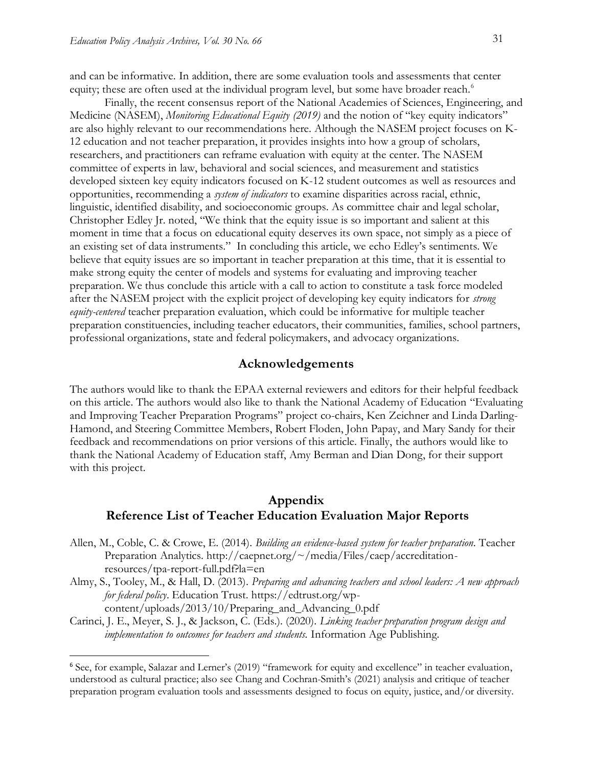and can be informative. In addition, there are some evaluation tools and assessments that center equity; these are often used at the individual program level, but some have broader reach.[6]

Finally, the recent consensus report of the National Academies of Sciences, Engineering, and Medicine (NASEM), *Monitoring Educational Equity (2019)* and the notion of "key equity indicators" are also highly relevant to our recommendations here. Although the NASEM project focuses on K-12 education and not teacher preparation, it provides insights into how a group of scholars, researchers, and practitioners can reframe evaluation with equity at the center. The NASEM committee of experts in law, behavioral and social sciences, and measurement and statistics developed sixteen key equity indicators focused on K-12 student outcomes as well as resources and opportunities, recommending a *system of indicators* to examine disparities across racial, ethnic, linguistic, identified disability, and socioeconomic groups. As committee chair and legal scholar, Christopher Edley Jr. noted, "We think that the equity issue is so important and salient at this moment in time that a focus on educational equity deserves its own space, not simply as a piece of an existing set of data instruments." In concluding this article, we echo Edley's sentiments. We believe that equity issues are so important in teacher preparation at this time, that it is essential to make strong equity the center of models and systems for evaluating and improving teacher preparation. We thus conclude this article with a call to action to constitute a task force modeled after the NASEM project with the explicit project of developing key equity indicators for *strong equity-centered* teacher preparation evaluation, which could be informative for multiple teacher preparation constituencies, including teacher educators, their communities, families, school partners, professional organizations, state and federal policymakers, and advocacy organizations.

## Acknowledgements

The authors would like to thank the EPAA external reviewers and editors for their helpful feedback on this article. The authors would also like to thank the National Academy of Education "Evaluating and Improving Teacher Preparation Programs" project co-chairs, Ken Zeichner and Linda Darling-Hamond, and Steering Committee Members, Robert Floden, John Papay, and Mary Sandy for their feedback and recommendations on prior versions of this article. Finally, the authors would like to thank the National Academy of Education staff, Amy Berman and Dian Dong, for their support with this project.

## Appendix
## Reference List of Teacher Education Evaluation Major Reports

Allen, M., Coble, C. & Crowe, E. (2014). *Building an evidence-based system for teacher preparation*. Teacher Preparation Analytics. http://caepnet.org/~/media/Files/caep/accreditation-resources/tpa-report-full.pdf?la=en

Almy, S., Tooley, M., & Hall, D. (2013). *Preparing and advancing teachers and school leaders: A new approach for federal policy*. Education Trust. https://edtrust.org/wp-content/uploads/2013/10/Preparing_and_Advancing_0.pdf

Carinci, J. E., Meyer, S. J., & Jackson, C. (Eds.). (2020). *Linking teacher preparation program design and implementation to outcomes for teachers and students.* Information Age Publishing.

[6] See, for example, Salazar and Lerner's (2019) "framework for equity and excellence" in teacher evaluation, understood as cultural practice; also see Chang and Cochran-Smith's (2021) analysis and critique of teacher preparation program evaluation tools and assessments designed to focus on equity, justice, and/or diversity.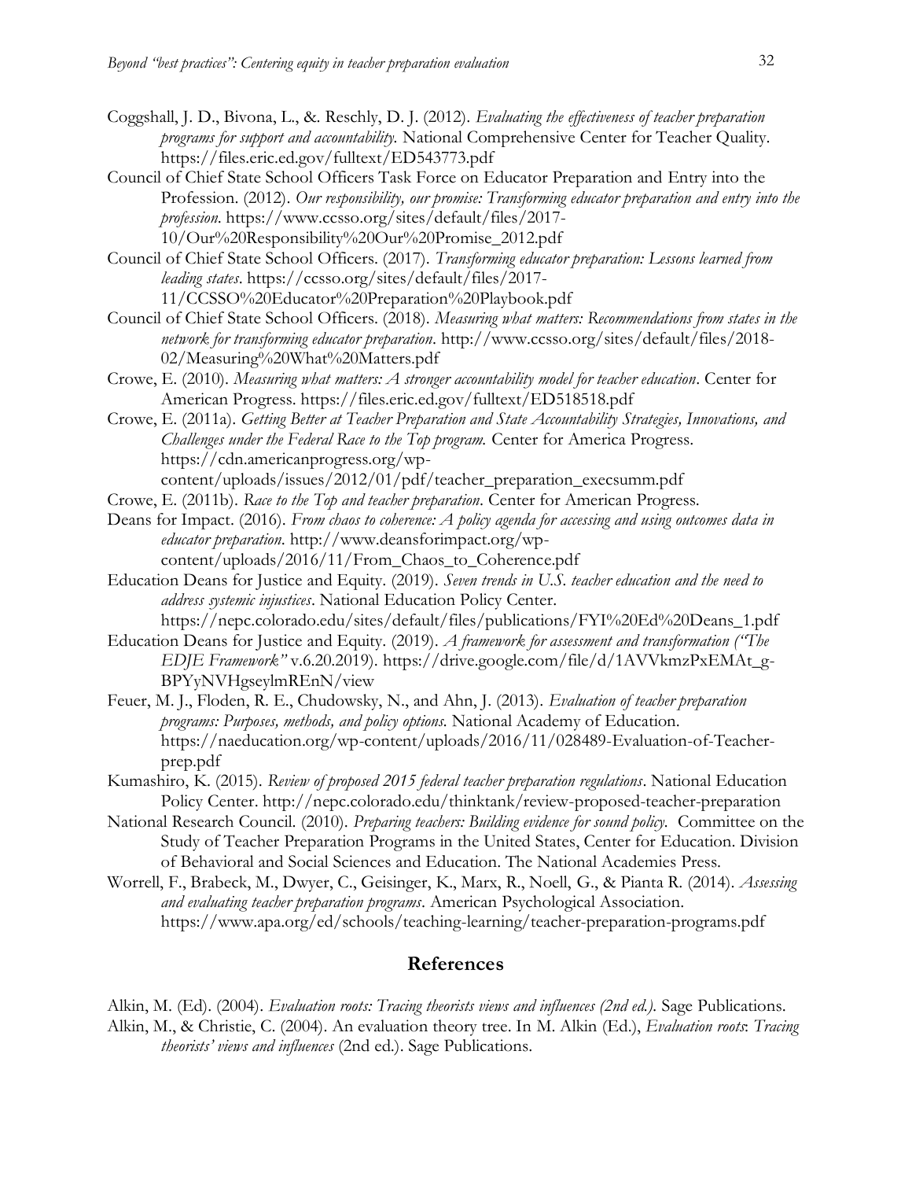Coggshall, J. D., Bivona, L., &. Reschly, D. J. (2012). *Evaluating the effectiveness of teacher preparation programs for support and accountability.* National Comprehensive Center for Teacher Quality. https://files.eric.ed.gov/fulltext/ED543773.pdf

Council of Chief State School Officers Task Force on Educator Preparation and Entry into the Profession. (2012). *Our responsibility, our promise: Transforming educator preparation and entry into the profession*. https://www.ccsso.org/sites/default/files/2017-10/Our%20Responsibility%20Our%20Promise_2012.pdf

Council of Chief State School Officers. (2017). *Transforming educator preparation: Lessons learned from leading states*. https://ccsso.org/sites/default/files/2017-11/CCSSO%20Educator%20Preparation%20Playbook.pdf

Council of Chief State School Officers. (2018). *Measuring what matters: Recommendations from states in the network for transforming educator preparation*. http://www.ccsso.org/sites/default/files/2018-02/Measuring%20What%20Matters.pdf

Crowe, E. (2010). *Measuring what matters: A stronger accountability model for teacher education*. Center for American Progress. https://files.eric.ed.gov/fulltext/ED518518.pdf

Crowe, E. (2011a). *Getting Better at Teacher Preparation and State Accountability Strategies, Innovations, and Challenges under the Federal Race to the Top program.* Center for America Progress. https://cdn.americanprogress.org/wp-content/uploads/issues/2012/01/pdf/teacher_preparation_execsumm.pdf

Crowe, E. (2011b). *Race to the Top and teacher preparation*. Center for American Progress.

Deans for Impact. (2016). *From chaos to coherence: A policy agenda for accessing and using outcomes data in educator preparation*. http://www.deansforimpact.org/wp-content/uploads/2016/11/From_Chaos_to_Coherence.pdf

Education Deans for Justice and Equity. (2019). *Seven trends in U.S. teacher education and the need to address systemic injustices*. National Education Policy Center. https://nepc.colorado.edu/sites/default/files/publications/FYI%20Ed%20Deans_1.pdf

Education Deans for Justice and Equity. (2019). *A framework for assessment and transformation ("The EDJE Framework"* v.6.20.2019). https://drive.google.com/file/d/1AVVkmzPxEMAt_g-BPYyNVHgseylmREnN/view

Feuer, M. J., Floden, R. E., Chudowsky, N., and Ahn, J. (2013). *Evaluation of teacher preparation programs: Purposes, methods, and policy options.* National Academy of Education. https://naeducation.org/wp-content/uploads/2016/11/028489-Evaluation-of-Teacher-prep.pdf

Kumashiro, K. (2015). *Review of proposed 2015 federal teacher preparation regulations*. National Education Policy Center. http://nepc.colorado.edu/thinktank/review-proposed-teacher-preparation

National Research Council. (2010). *Preparing teachers: Building evidence for sound policy.* Committee on the Study of Teacher Preparation Programs in the United States, Center for Education. Division of Behavioral and Social Sciences and Education. The National Academies Press.

Worrell, F., Brabeck, M., Dwyer, C., Geisinger, K., Marx, R., Noell, G., & Pianta R. (2014). *Assessing and evaluating teacher preparation programs*. American Psychological Association. https://www.apa.org/ed/schools/teaching-learning/teacher-preparation-programs.pdf

## References

Alkin, M. (Ed). (2004). *Evaluation roots: Tracing theorists views and influences (2nd ed.).* Sage Publications.

Alkin, M., & Christie, C. (2004). An evaluation theory tree. In M. Alkin (Ed.), *Evaluation roots*: *Tracing theorists' views and influences* (2nd ed.). Sage Publications.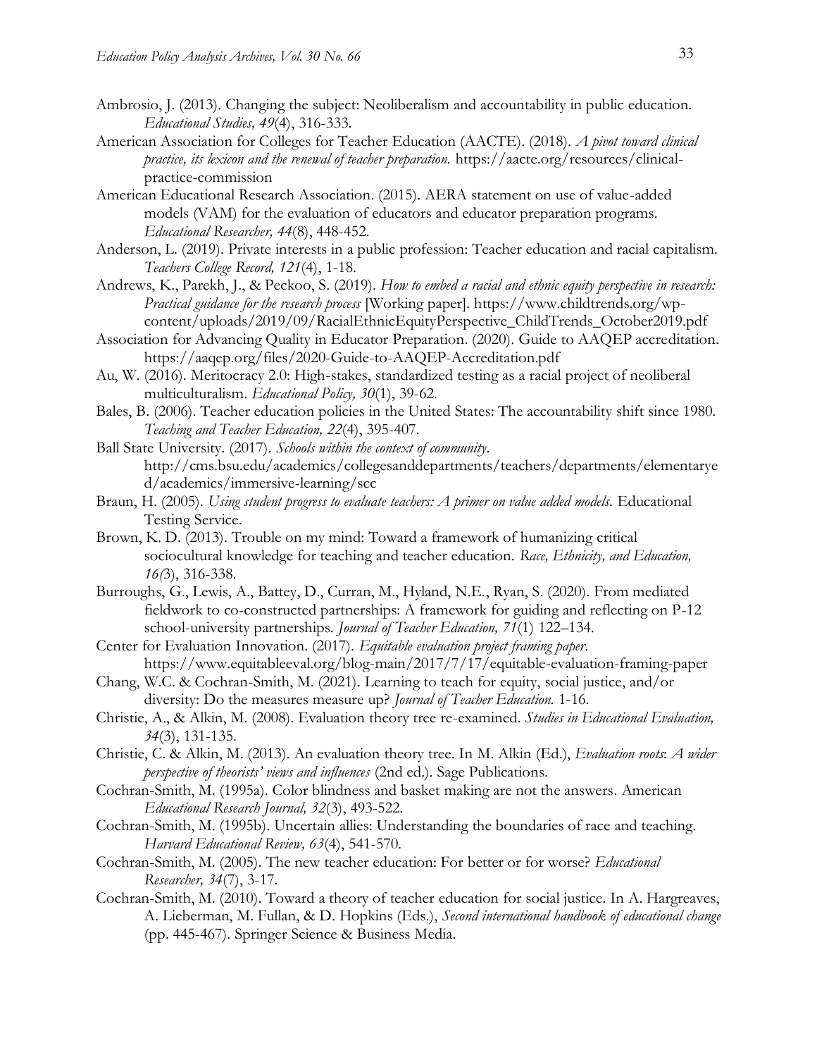Ambrosio, J. (2013). Changing the subject: Neoliberalism and accountability in public education. *Educational Studies, 49*(4), 316-333.

American Association for Colleges for Teacher Education (AACTE). (2018). *A pivot toward clinical practice, its lexicon and the renewal of teacher preparation.* https://aacte.org/resources/clinical-practice-commission

American Educational Research Association. (2015). AERA statement on use of value-added models (VAM) for the evaluation of educators and educator preparation programs. *Educational Researcher, 44*(8), 448-452.

Anderson, L. (2019). Private interests in a public profession: Teacher education and racial capitalism. *Teachers College Record, 121*(4), 1-18.

Andrews, K., Parekh, J., & Peckoo, S. (2019). *How to embed a racial and ethnic equity perspective in research: Practical guidance for the research process* [Working paper]. https://www.childtrends.org/wp-content/uploads/2019/09/RacialEthnicEquityPerspective_ChildTrends_October2019.pdf

Association for Advancing Quality in Educator Preparation. (2020). Guide to AAQEP accreditation. https://aaqep.org/files/2020-Guide-to-AAQEP-Accreditation.pdf

Au, W. (2016). Meritocracy 2.0: High-stakes, standardized testing as a racial project of neoliberal multiculturalism. *Educational Policy, 30*(1), 39-62.

Bales, B. (2006). Teacher education policies in the United States: The accountability shift since 1980. *Teaching and Teacher Education, 22*(4), 395-407.

Ball State University. (2017). *Schools within the context of community.* http://cms.bsu.edu/academics/collegesanddepartments/teachers/departments/elementaryed/academics/immersive-learning/scc

Braun, H. (2005). *Using student progress to evaluate teachers: A primer on value added models.* Educational Testing Service.

Brown, K. D. (2013). Trouble on my mind: Toward a framework of humanizing critical sociocultural knowledge for teaching and teacher education. *Race, Ethnicity, and Education, 16(*3), 316-338.

Burroughs, G., Lewis, A., Battey, D., Curran, M., Hyland, N.E., Ryan, S. (2020). From mediated fieldwork to co-constructed partnerships: A framework for guiding and reflecting on P-12 school-university partnerships. *Journal of Teacher Education, 71*(1) 122–134.

Center for Evaluation Innovation. (2017). *Equitable evaluation project framing paper.* https://www.equitableeval.org/blog-main/2017/7/17/equitable-evaluation-framing-paper

Chang, W.C. & Cochran-Smith, M. (2021). Learning to teach for equity, social justice, and/or diversity: Do the measures measure up? *Journal of Teacher Education.* 1-16.

Christie, A., & Alkin, M. (2008). Evaluation theory tree re-examined. *Studies in Educational Evaluation, 34*(3), 131-135.

Christie, C. & Alkin, M. (2013). An evaluation theory tree. In M. Alkin (Ed.), *Evaluation roots: A wider perspective of theorists' views and influences* (2nd ed.). Sage Publications.

Cochran-Smith, M. (1995a). Color blindness and basket making are not the answers. American *Educational Research Journal, 32*(3), 493-522.

Cochran-Smith, M. (1995b). Uncertain allies: Understanding the boundaries of race and teaching. *Harvard Educational Review, 63*(4), 541-570.

Cochran-Smith, M. (2005). The new teacher education: For better or for worse? *Educational Researcher, 34*(7), 3-17.

Cochran-Smith, M. (2010). Toward a theory of teacher education for social justice. In A. Hargreaves, A. Lieberman, M. Fullan, & D. Hopkins (Eds.), *Second international handbook of educational change* (pp. 445-467). Springer Science & Business Media.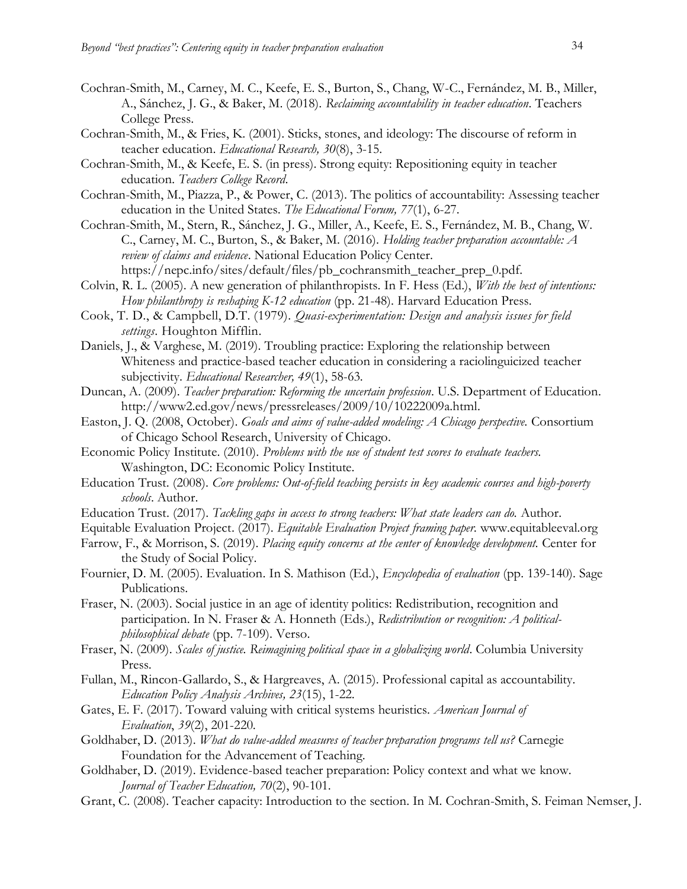Cochran-Smith, M., Carney, M. C., Keefe, E. S., Burton, S., Chang, W-C., Fernández, M. B., Miller, A., Sánchez, J. G., & Baker, M. (2018). *Reclaiming accountability in teacher education*. Teachers College Press.

Cochran-Smith, M., & Fries, K. (2001). Sticks, stones, and ideology: The discourse of reform in teacher education. *Educational Research, 30*(8), 3-15.

Cochran-Smith, M., & Keefe, E. S. (in press). Strong equity: Repositioning equity in teacher education. *Teachers College Record*.

Cochran-Smith, M., Piazza, P., & Power, C. (2013). The politics of accountability: Assessing teacher education in the United States. *The Educational Forum, 77*(1), 6-27.

Cochran-Smith, M., Stern, R., Sánchez, J. G., Miller, A., Keefe, E. S., Fernández, M. B., Chang, W. C., Carney, M. C., Burton, S., & Baker, M. (2016). *Holding teacher preparation accountable: A review of claims and evidence*. National Education Policy Center. https://nepc.info/sites/default/files/pb_cochransmith_teacher_prep_0.pdf.

Colvin, R. L. (2005). A new generation of philanthropists. In F. Hess (Ed.), *With the best of intentions: How philanthropy is reshaping K-12 education* (pp. 21-48). Harvard Education Press.

Cook, T. D., & Campbell, D.T. (1979). *Quasi-experimentation: Design and analysis issues for field settings*. Houghton Mifflin.

Daniels, J., & Varghese, M. (2019). Troubling practice: Exploring the relationship between Whiteness and practice-based teacher education in considering a raciolinguicized teacher subjectivity. *Educational Researcher, 49*(1), 58-63.

Duncan, A. (2009). *Teacher preparation: Reforming the uncertain profession*. U.S. Department of Education. http://www2.ed.gov/news/pressreleases/2009/10/10222009a.html.

Easton, J. Q. (2008, October). *Goals and aims of value-added modeling: A Chicago perspective.* Consortium of Chicago School Research, University of Chicago.

Economic Policy Institute. (2010). *Problems with the use of student test scores to evaluate teachers.* Washington, DC: Economic Policy Institute.

Education Trust. (2008). *Core problems: Out-of-field teaching persists in key academic courses and high-poverty schools*. Author.

Education Trust. (2017). *Tackling gaps in access to strong teachers: What state leaders can do.* Author.

Equitable Evaluation Project. (2017). *Equitable Evaluation Project framing paper.* www.equitableeval.org

Farrow, F., & Morrison, S. (2019). *Placing equity concerns at the center of knowledge development.* Center for the Study of Social Policy.

Fournier, D. M. (2005). Evaluation. In S. Mathison (Ed.), *Encyclopedia of evaluation* (pp. 139-140). Sage Publications.

Fraser, N. (2003). Social justice in an age of identity politics: Redistribution, recognition and participation. In N. Fraser & A. Honneth (Eds.), *Redistribution or recognition: A political-philosophical debate* (pp. 7-109). Verso.

Fraser, N. (2009). *Scales of justice. Reimagining political space in a globalizing world*. Columbia University Press.

Fullan, M., Rincon-Gallardo, S., & Hargreaves, A. (2015). Professional capital as accountability. *Education Policy Analysis Archives, 23*(15), 1-22.

Gates, E. F. (2017). Toward valuing with critical systems heuristics. *American Journal of Evaluation*, *39*(2), 201-220.

Goldhaber, D. (2013). *What do value-added measures of teacher preparation programs tell us?* Carnegie Foundation for the Advancement of Teaching.

Goldhaber, D. (2019). Evidence-based teacher preparation: Policy context and what we know. *Journal of Teacher Education, 70*(2), 90-101.

Grant, C. (2008). Teacher capacity: Introduction to the section. In M. Cochran-Smith, S. Feiman Nemser, J.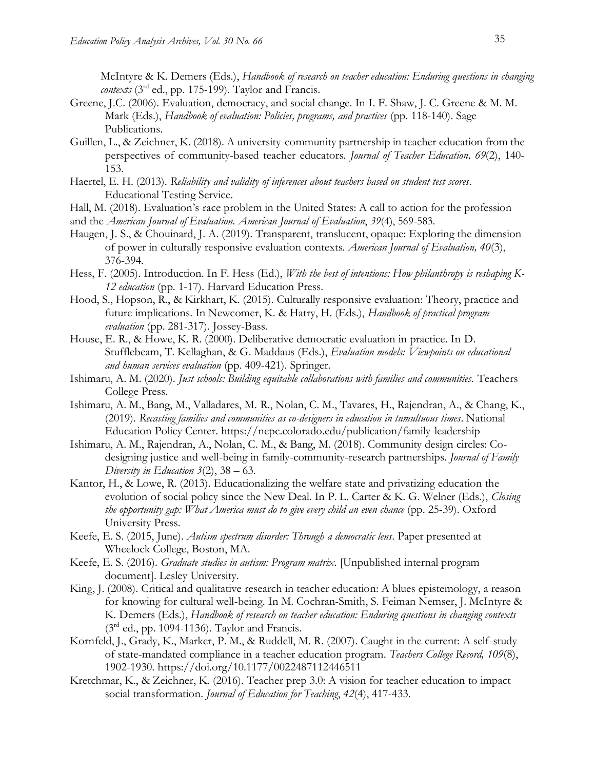McIntyre & K. Demers (Eds.), *Handbook of research on teacher education: Enduring questions in changing contexts* (3rd ed., pp. 175-199). Taylor and Francis.

Greene, J.C. (2006). Evaluation, democracy, and social change. In I. F. Shaw, J. C. Greene & M. M. Mark (Eds.), *Handbook of evaluation: Policies, programs, and practices* (pp. 118-140). Sage Publications.

Guillen, L., & Zeichner, K. (2018). A university-community partnership in teacher education from the perspectives of community-based teacher educators. *Journal of Teacher Education, 69*(2), 140-153.

Haertel, E. H. (2013). *Reliability and validity of inferences about teachers based on student test scores*. Educational Testing Service.

Hall, M. (2018). Evaluation's race problem in the United States: A call to action for the profession and the *American Journal of Evaluation*. *American Journal of Evaluation*, *39*(4), 569-583.

Haugen, J. S., & Chouinard, J. A. (2019). Transparent, translucent, opaque: Exploring the dimension of power in culturally responsive evaluation contexts. *American Journal of Evaluation, 40*(3), 376-394.

Hess, F. (2005). Introduction. In F. Hess (Ed.), *With the best of intentions: How philanthropy is reshaping K-12 education* (pp. 1-17). Harvard Education Press.

Hood, S., Hopson, R., & Kirkhart, K. (2015). Culturally responsive evaluation: Theory, practice and future implications. In Newcomer, K. & Hatry, H. (Eds.), *Handbook of practical program evaluation* (pp. 281-317). Jossey-Bass.

House, E. R., & Howe, K. R. (2000). Deliberative democratic evaluation in practice. In D. Stufflebeam, T. Kellaghan, & G. Maddaus (Eds.), *Evaluation models: Viewpoints on educational and human services evaluation* (pp. 409-421). Springer.

Ishimaru, A. M. (2020). *Just schools: Building equitable collaborations with families and communities.* Teachers College Press.

Ishimaru, A. M., Bang, M., Valladares, M. R., Nolan, C. M., Tavares, H., Rajendran, A., & Chang, K., (2019). *Recasting families and communities as co-designers in education in tumultuous times*. National Education Policy Center. https://nepc.colorado.edu/publication/family-leadership

Ishimaru, A. M., Rajendran, A., Nolan, C. M., & Bang, M. (2018). Community design circles: Co-designing justice and well-being in family-community-research partnerships. *Journal of Family Diversity in Education 3*(2), 38 – 63.

Kantor, H., & Lowe, R. (2013). Educationalizing the welfare state and privatizing education the evolution of social policy since the New Deal. In P. L. Carter & K. G. Welner (Eds.), *Closing the opportunity gap: What America must do to give every child an even chance* (pp. 25-39). Oxford University Press.

Keefe, E. S. (2015, June). *Autism spectrum disorder: Through a democratic lens*. Paper presented at Wheelock College, Boston, MA.

Keefe, E. S. (2016). *Graduate studies in autism: Program matrix.* [Unpublished internal program document]. Lesley University.

King, J. (2008). Critical and qualitative research in teacher education: A blues epistemology, a reason for knowing for cultural well-being. In M. Cochran-Smith, S. Feiman Nemser, J. McIntyre & K. Demers (Eds.), *Handbook of research on teacher education: Enduring questions in changing contexts* (3rd ed., pp. 1094-1136). Taylor and Francis.

Kornfeld, J., Grady, K., Marker, P. M., & Ruddell, M. R. (2007). Caught in the current: A self-study of state-mandated compliance in a teacher education program. *Teachers College Record, 109*(8), 1902-1930. https://doi.org/10.1177/0022487112446511

Kretchmar, K., & Zeichner, K. (2016). Teacher prep 3.0: A vision for teacher education to impact social transformation. *Journal of Education for Teaching*, *42*(4), 417-433.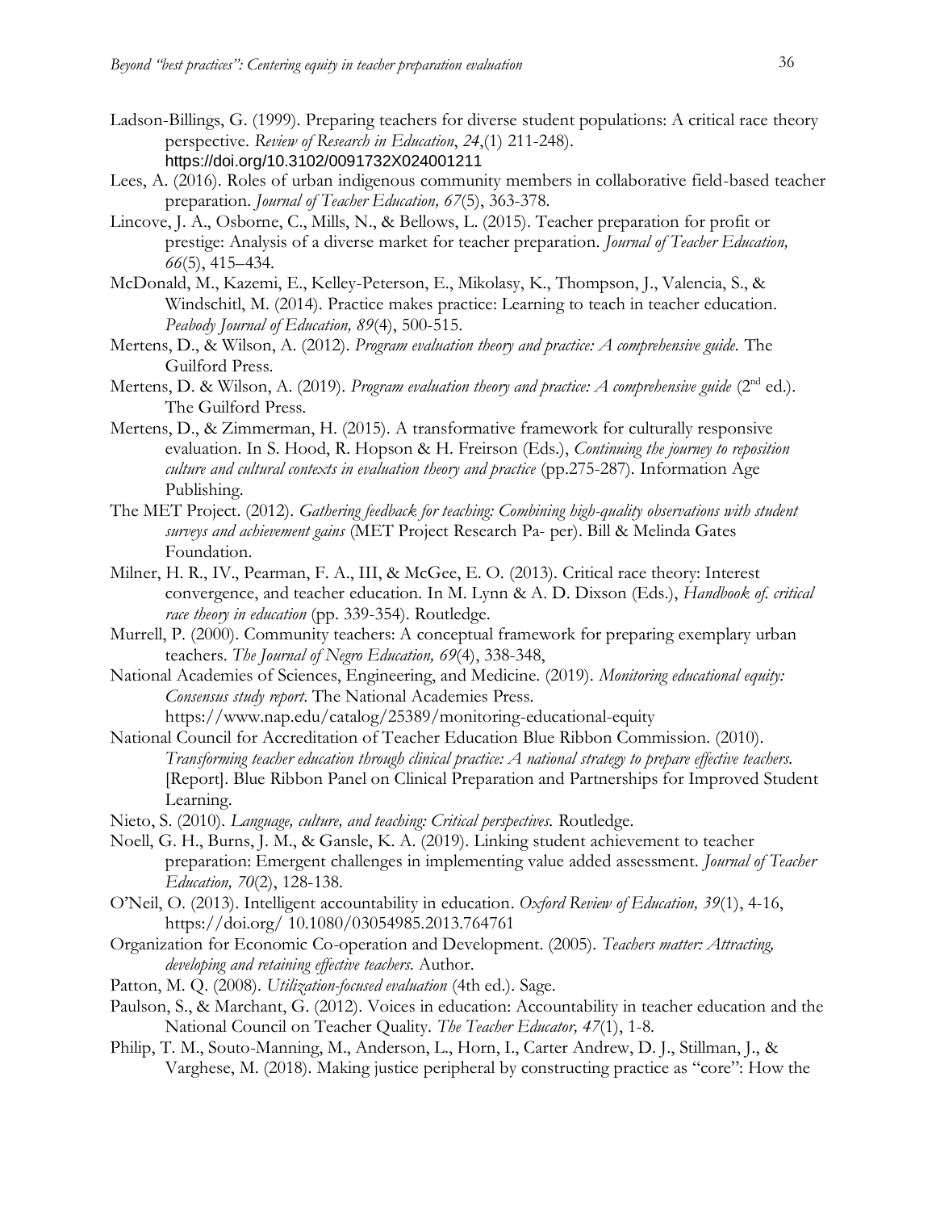Ladson-Billings, G. (1999). Preparing teachers for diverse student populations: A critical race theory perspective. *Review of Research in Education*, *24*,(1) 211-248). https://doi.org/10.3102/0091732X024001211

Lees, A. (2016). Roles of urban indigenous community members in collaborative field-based teacher preparation. *Journal of Teacher Education, 67*(5), 363-378.

Lincove, J. A., Osborne, C., Mills, N., & Bellows, L. (2015). Teacher preparation for profit or prestige: Analysis of a diverse market for teacher preparation. *Journal of Teacher Education, 66*(5), 415–434.

McDonald, M., Kazemi, E., Kelley-Peterson, E., Mikolasy, K., Thompson, J., Valencia, S., & Windschitl, M. (2014). Practice makes practice: Learning to teach in teacher education. *Peabody Journal of Education, 89*(4), 500-515.

Mertens, D., & Wilson, A. (2012). *Program evaluation theory and practice: A comprehensive guide.* The Guilford Press.

Mertens, D. & Wilson, A. (2019). *Program evaluation theory and practice: A comprehensive guide* (2nd ed.). The Guilford Press.

Mertens, D., & Zimmerman, H. (2015). A transformative framework for culturally responsive evaluation. In S. Hood, R. Hopson & H. Freirson (Eds.), *Continuing the journey to reposition culture and cultural contexts in evaluation theory and practice* (pp.275-287). Information Age Publishing.

The MET Project. (2012). *Gathering feedback for teaching: Combining high-quality observations with student surveys and achievement gains* (MET Project Research Pa- per). Bill & Melinda Gates Foundation.

Milner, H. R., IV., Pearman, F. A., III, & McGee, E. O. (2013). Critical race theory: Interest convergence, and teacher education. In M. Lynn & A. D. Dixson (Eds.), *Handbook of. critical race theory in education* (pp. 339-354). Routledge.

Murrell, P. (2000). Community teachers: A conceptual framework for preparing exemplary urban teachers. *The Journal of Negro Education, 69*(4), 338-348,

National Academies of Sciences, Engineering, and Medicine. (2019). *Monitoring educational equity: Consensus study report*. The National Academies Press. https://www.nap.edu/catalog/25389/monitoring-educational-equity

National Council for Accreditation of Teacher Education Blue Ribbon Commission. (2010). *Transforming teacher education through clinical practice: A national strategy to prepare effective teachers.* [Report]. Blue Ribbon Panel on Clinical Preparation and Partnerships for Improved Student Learning.

Nieto, S. (2010). *Language, culture, and teaching: Critical perspectives.* Routledge.

Noell, G. H., Burns, J. M., & Gansle, K. A. (2019). Linking student achievement to teacher preparation: Emergent challenges in implementing value added assessment. *Journal of Teacher Education, 70*(2), 128-138.

O'Neil, O. (2013). Intelligent accountability in education. *Oxford Review of Education, 39*(1), 4-16, https://doi.org/ 10.1080/03054985.2013.764761

Organization for Economic Co-operation and Development. (2005). *Teachers matter: Attracting, developing and retaining effective teachers.* Author.

Patton, M. Q. (2008). *Utilization-focused evaluation* (4th ed.). Sage.

Paulson, S., & Marchant, G. (2012). Voices in education: Accountability in teacher education and the National Council on Teacher Quality. *The Teacher Educator, 47*(1), 1-8.

Philip, T. M., Souto-Manning, M., Anderson, L., Horn, I., Carter Andrew, D. J., Stillman, J., & Varghese, M. (2018). Making justice peripheral by constructing practice as "core": How the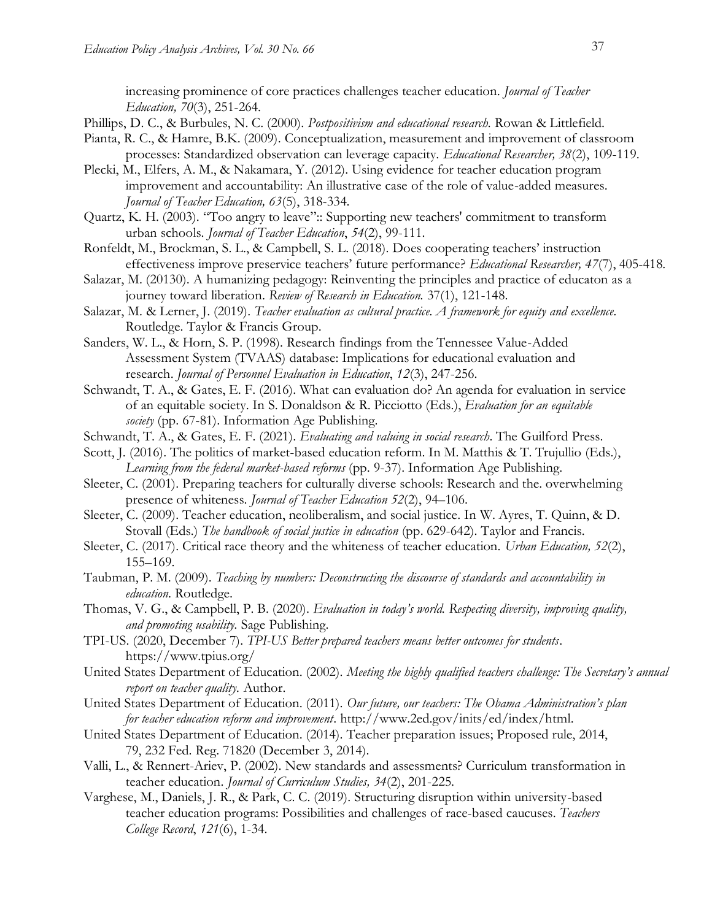increasing prominence of core practices challenges teacher education. *Journal of Teacher Education, 70*(3), 251-264.

Phillips, D. C., & Burbules, N. C. (2000). *Postpositivism and educational research.* Rowan & Littlefield.

Pianta, R. C., & Hamre, B.K. (2009). Conceptualization, measurement and improvement of classroom processes: Standardized observation can leverage capacity. *Educational Researcher, 38*(2), 109-119.

Plecki, M., Elfers, A. M., & Nakamara, Y. (2012). Using evidence for teacher education program improvement and accountability: An illustrative case of the role of value-added measures. *Journal of Teacher Education, 63*(5), 318-334.

Quartz, K. H. (2003). "Too angry to leave":: Supporting new teachers' commitment to transform urban schools. *Journal of Teacher Education*, *54*(2), 99-111.

Ronfeldt, M., Brockman, S. L., & Campbell, S. L. (2018). Does cooperating teachers' instruction effectiveness improve preservice teachers' future performance? *Educational Researcher, 47*(7), 405-418.

Salazar, M. (20130). A humanizing pedagogy: Reinventing the principles and practice of educaton as a journey toward liberation. *Review of Research in Education.* 37(1), 121-148.

Salazar, M. & Lerner, J. (2019). *Teacher evaluation as cultural practice. A framework for equity and excellence.* Routledge. Taylor & Francis Group.

Sanders, W. L., & Horn, S. P. (1998). Research findings from the Tennessee Value-Added Assessment System (TVAAS) database: Implications for educational evaluation and research. *Journal of Personnel Evaluation in Education*, *12*(3), 247-256.

Schwandt, T. A., & Gates, E. F. (2016). What can evaluation do? An agenda for evaluation in service of an equitable society. In S. Donaldson & R. Picciotto (Eds.), *Evaluation for an equitable society* (pp. 67-81). Information Age Publishing.

Schwandt, T. A., & Gates, E. F. (2021). *Evaluating and valuing in social research*. The Guilford Press.

Scott, J. (2016). The politics of market-based education reform. In M. Matthis & T. Trujullio (Eds.), *Learning from the federal market-based reforms* (pp. 9-37). Information Age Publishing.

Sleeter, C. (2001). Preparing teachers for culturally diverse schools: Research and the. overwhelming presence of whiteness. *Journal of Teacher Education 52*(2), 94–106.

Sleeter, C. (2009). Teacher education, neoliberalism, and social justice. In W. Ayres, T. Quinn, & D. Stovall (Eds.) *The handbook of social justice in education* (pp. 629-642). Taylor and Francis.

Sleeter, C. (2017). Critical race theory and the whiteness of teacher education. *Urban Education, 52*(2), 155–169.

Taubman, P. M. (2009). *Teaching by numbers: Deconstructing the discourse of standards and accountability in education*. Routledge.

Thomas, V. G., & Campbell, P. B. (2020). *Evaluation in today's world. Respecting diversity, improving quality, and promoting usability.* Sage Publishing.

TPI-US. (2020, December 7). *TPI-US Better prepared teachers means better outcomes for students*. https://www.tpius.org/

United States Department of Education. (2002). *Meeting the highly qualified teachers challenge: The Secretary's annual report on teacher quality.* Author.

United States Department of Education. (2011). *Our future, our teachers: The Obama Administration's plan for teacher education reform and improvement*. http://www.2ed.gov/inits/ed/index/html.

United States Department of Education. (2014). Teacher preparation issues; Proposed rule, 2014, 79, 232 Fed. Reg. 71820 (December 3, 2014).

Valli, L., & Rennert-Ariev, P. (2002). New standards and assessments? Curriculum transformation in teacher education. *Journal of Curriculum Studies, 34*(2), 201-225.

Varghese, M., Daniels, J. R., & Park, C. C. (2019). Structuring disruption within university-based teacher education programs: Possibilities and challenges of race-based caucuses. *Teachers College Record*, *121*(6), 1-34.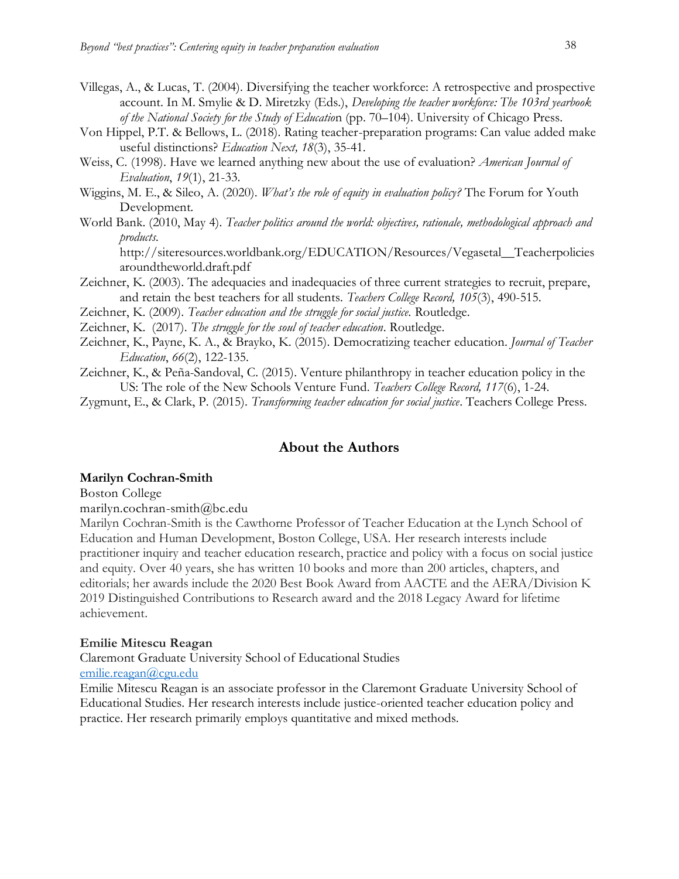Villegas, A., & Lucas, T. (2004). Diversifying the teacher workforce: A retrospective and prospective account. In M. Smylie & D. Miretzky (Eds.), *Developing the teacher workforce: The 103rd yearbook of the National Society for the Study of Educatio*n (pp. 70–104). University of Chicago Press.

Von Hippel, P.T. & Bellows, L. (2018). Rating teacher-preparation programs: Can value added make useful distinctions? *Education Next, 18*(3), 35-41.

Weiss, C. (1998). Have we learned anything new about the use of evaluation? *American Journal of Evaluation*, *19*(1), 21-33.

Wiggins, M. E., & Sileo, A. (2020). *What's the role of equity in evaluation policy?* The Forum for Youth Development.

World Bank. (2010, May 4). *Teacher politics around the world: objectives, rationale, methodological approach and products.* http://siteresources.worldbank.org/EDUCATION/Resources/Vegasetal__Teacherpolicies aroundtheworld.draft.pdf

Zeichner, K. (2003). The adequacies and inadequacies of three current strategies to recruit, prepare, and retain the best teachers for all students. *Teachers College Record, 105*(3), 490-515.

Zeichner, K. (2009). *Teacher education and the struggle for social justice.* Routledge.

Zeichner, K. (2017). *The struggle for the soul of teacher education*. Routledge.

Zeichner, K., Payne, K. A., & Brayko, K. (2015). Democratizing teacher education. *Journal of Teacher Education*, *66*(2), 122-135.

Zeichner, K., & Peña-Sandoval, C. (2015). Venture philanthropy in teacher education policy in the US: The role of the New Schools Venture Fund. *Teachers College Record, 117*(6), 1-24.

Zygmunt, E., & Clark, P. (2015). *Transforming teacher education for social justice*. Teachers College Press.

## About the Authors

**Marilyn Cochran-Smith**

Boston College

marilyn.cochran-smith@bc.edu

Marilyn Cochran-Smith is the Cawthorne Professor of Teacher Education at the Lynch School of Education and Human Development, Boston College, USA. Her research interests include practitioner inquiry and teacher education research, practice and policy with a focus on social justice and equity. Over 40 years, she has written 10 books and more than 200 articles, chapters, and editorials; her awards include the 2020 Best Book Award from AACTE and the AERA/Division K 2019 Distinguished Contributions to Research award and the 2018 Legacy Award for lifetime achievement.

**Emilie Mitescu Reagan**

Claremont Graduate University School of Educational Studies

emilie.reagan@cgu.edu

Emilie Mitescu Reagan is an associate professor in the Claremont Graduate University School of Educational Studies. Her research interests include justice-oriented teacher education policy and practice. Her research primarily employs quantitative and mixed methods.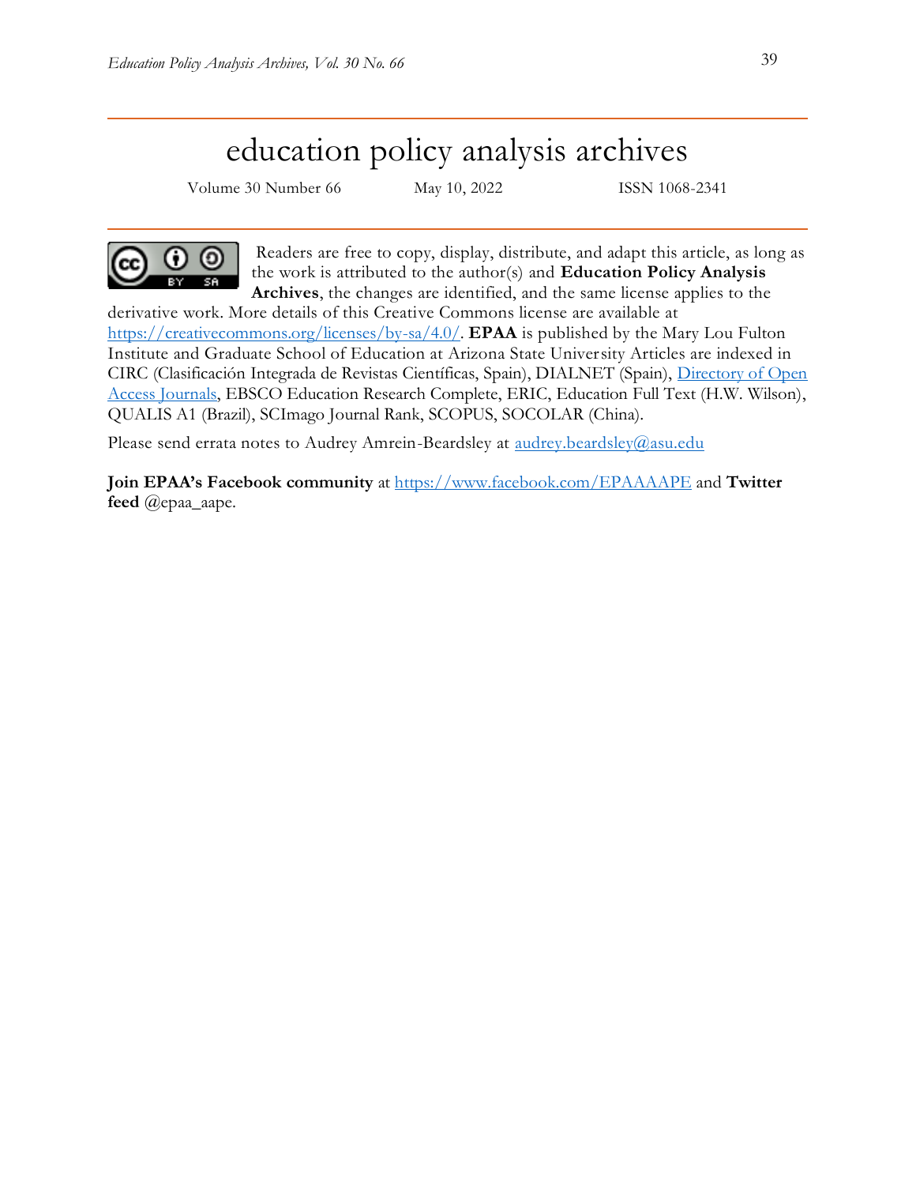# education policy analysis archives

Volume 30 Number 66 May 10, 2022 ISSN 1068-2341

Readers are free to copy, display, distribute, and adapt this article, as long as the work is attributed to the author(s) and **Education Policy Analysis Archives**, the changes are identified, and the same license applies to the derivative work. More details of this Creative Commons license are available at https://creativecommons.org/licenses/by-sa/4.0/. **EPAA** is published by the Mary Lou Fulton Institute and Graduate School of Education at Arizona State University Articles are indexed in CIRC (Clasificación Integrada de Revistas Científicas, Spain), DIALNET (Spain), Directory of Open Access Journals, EBSCO Education Research Complete, ERIC, Education Full Text (H.W. Wilson), QUALIS A1 (Brazil), SCImago Journal Rank, SCOPUS, SOCOLAR (China).

Please send errata notes to Audrey Amrein-Beardsley at audrey.beardsley@asu.edu

**Join EPAA's Facebook community** at https://www.facebook.com/EPAAAAPE and **Twitter feed** @epaa_aape.